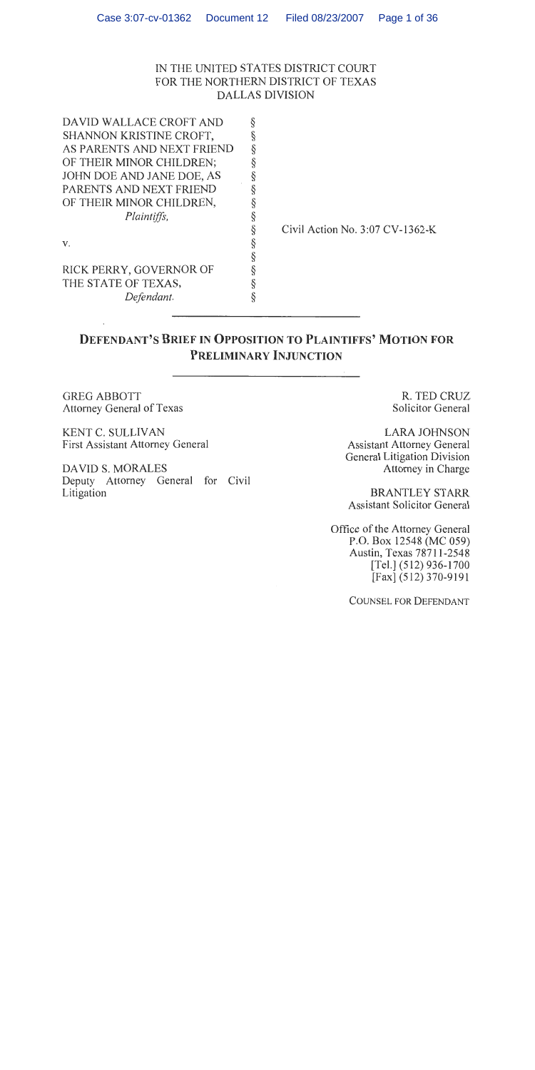IN THE UNITED STATES DISTRICT COURT
FOR THE NORTHERN DISTRICT OF TEXAS
DALLAS DIVISION

| | | |
|---|---|---|
| DAVID WALLACE CROFT AND SHANNON KRISTINE CROFT, AS PARENTS AND NEXT FRIEND OF THEIR MINOR CHILDREN; JOHN DOE AND JANE DOE, AS PARENTS AND NEXT FRIEND OF THEIR MINOR CHILDREN, *Plaintiffs*, | § | |
| v. | § | Civil Action No. 3:07 CV-1362-K |
| RICK PERRY, GOVERNOR OF THE STATE OF TEXAS, *Defendant*. | § | |

# DEFENDANT'S BRIEF IN OPPOSITION TO PLAINTIFFS' MOTION FOR PRELIMINARY INJUNCTION

GREG ABBOTT
Attorney General of Texas

KENT C. SULLIVAN
First Assistant Attorney General

DAVID S. MORALES
Deputy Attorney General for Civil Litigation

R. TED CRUZ
Solicitor General

LARA JOHNSON
Assistant Attorney General
General Litigation Division
Attorney in Charge

BRANTLEY STARR
Assistant Solicitor General

Office of the Attorney General
P.O. Box 12548 (MC 059)
Austin, Texas 78711-2548
[Tel.] (512) 936-1700
[Fax] (512) 370-9191

COUNSEL FOR DEFENDANT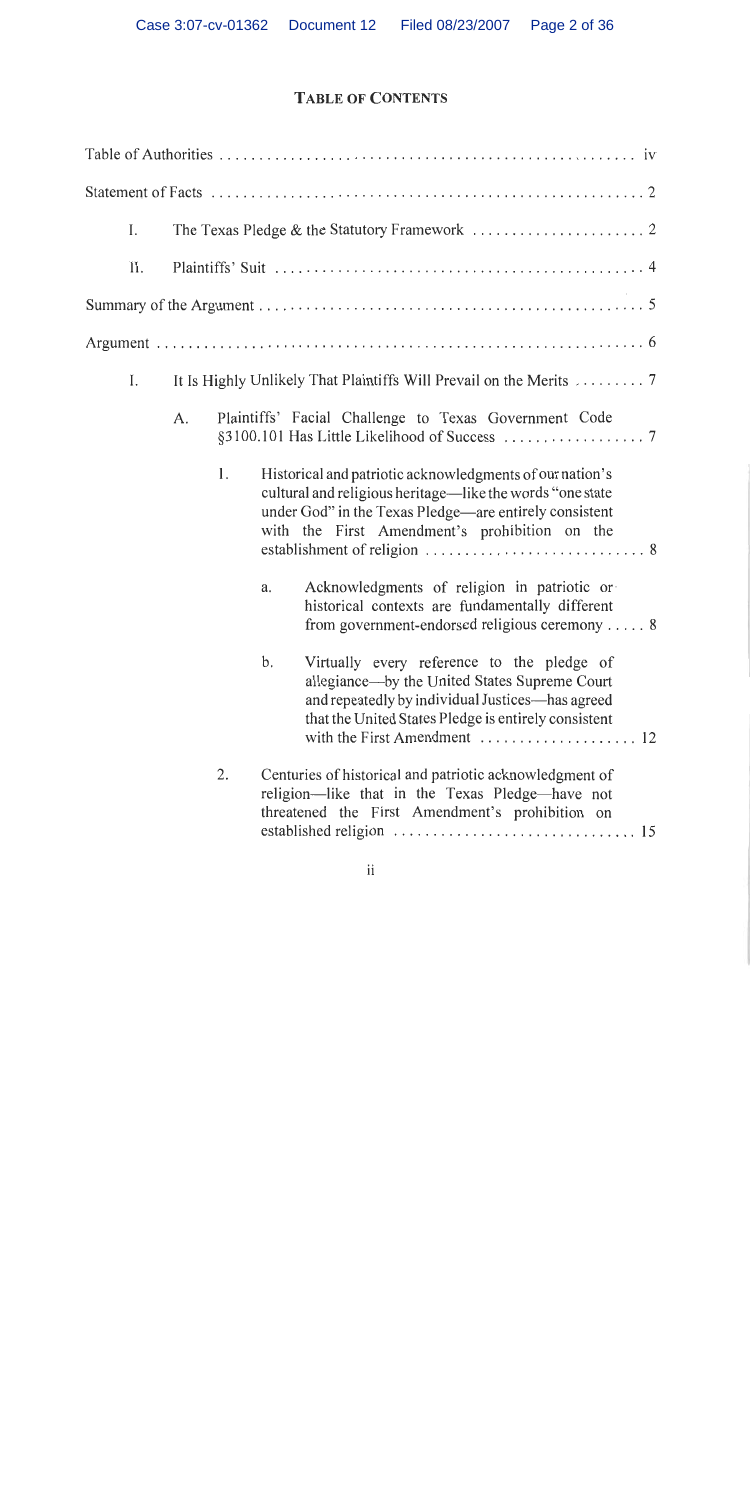# TABLE OF CONTENTS

Table of Authorities . . . . . . . . . . . . . . . . . . . . . . . . . . . . . . . . . . . . . . . . . . . . . . . . . . . iv

Statement of Facts . . . . . . . . . . . . . . . . . . . . . . . . . . . . . . . . . . . . . . . . . . . . . . . . . . . . . . 2

- I. The Texas Pledge & the Statutory Framework . . . . . . . . . . . . . . . . . . . . . . 2
- II. Plaintiffs' Suit . . . . . . . . . . . . . . . . . . . . . . . . . . . . . . . . . . . . . . . . . . . . . . 4

Summary of the Argument . . . . . . . . . . . . . . . . . . . . . . . . . . . . . . . . . . . . . . . . . . . . . . . . 5

Argument . . . . . . . . . . . . . . . . . . . . . . . . . . . . . . . . . . . . . . . . . . . . . . . . . . . . . . . . . . . . . 6

- I. It Is Highly Unlikely That Plaintiffs Will Prevail on the Merits . . . . . . . . . 7
  - A. Plaintiffs' Facial Challenge to Texas Government Code §3100.101 Has Little Likelihood of Success . . . . . . . . . . . . . . . . . . 7
    - 1. Historical and patriotic acknowledgments of our nation's cultural and religious heritage—like the words "one state under God" in the Texas Pledge—are entirely consistent with the First Amendment's prohibition on the establishment of religion . . . . . . . . . . . . . . . . . . . . . . . . . . . 8
      - a. Acknowledgments of religion in patriotic or historical contexts are fundamentally different from government-endorsed religious ceremony . . . . . 8
      - b. Virtually every reference to the pledge of allegiance—by the United States Supreme Court and repeatedly by individual Justices—has agreed that the United States Pledge is entirely consistent with the First Amendment . . . . . . . . . . . . . . . . . . . 12
    - 2. Centuries of historical and patriotic acknowledgment of religion—like that in the Texas Pledge—have not threatened the First Amendment's prohibition on established religion . . . . . . . . . . . . . . . . . . . . . . . . . . . . . . 15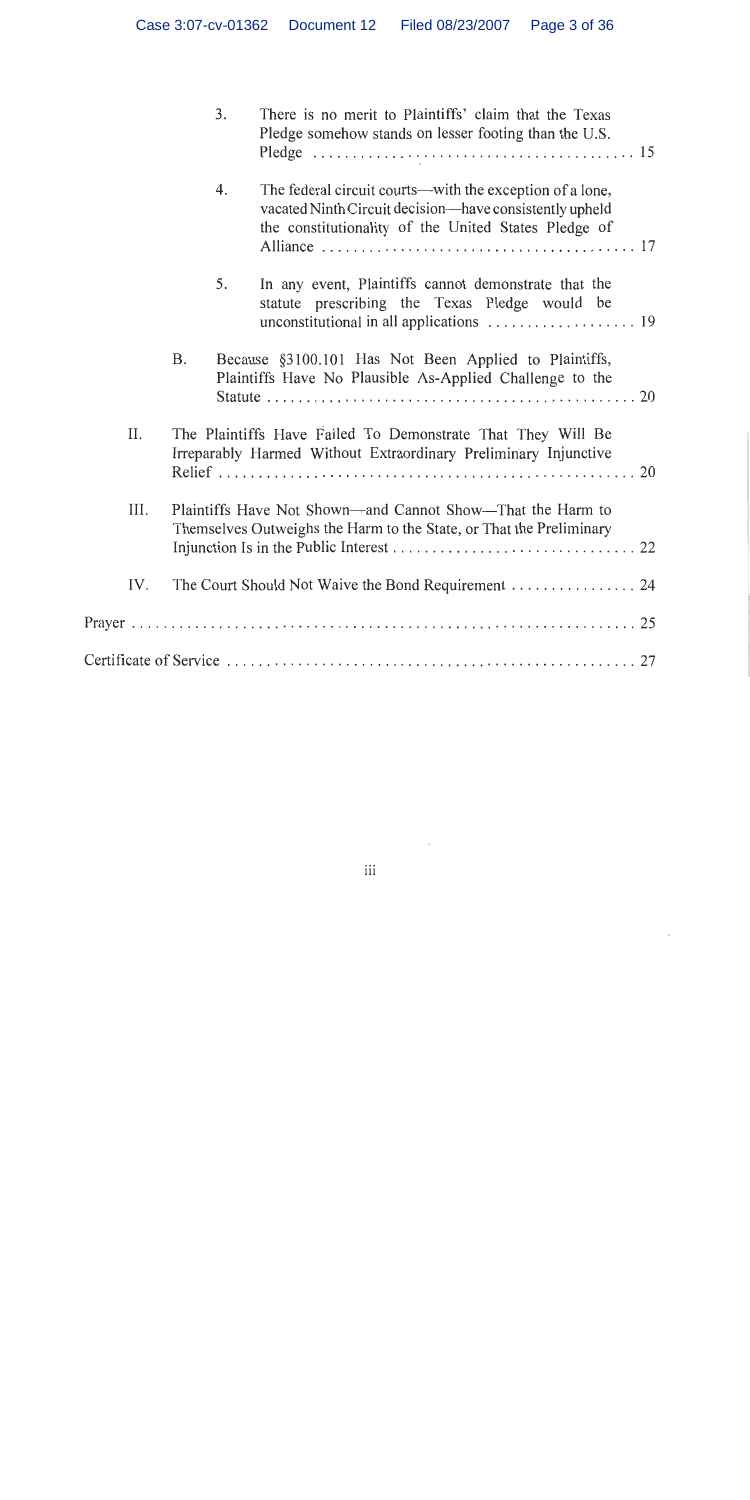3. There is no merit to Plaintiffs' claim that the Texas Pledge somehow stands on lesser footing than the U.S. Pledge . . . . . . . . . . . . . . . . . . . . . . . . . . . . . . . . . . . . . . . . 15

4. The federal circuit courts—with the exception of a lone, vacated Ninth Circuit decision—have consistently upheld the constitutionality of the United States Pledge of Alliance . . . . . . . . . . . . . . . . . . . . . . . . . . . . . . . . . . . . . . . 17

5. In any event, Plaintiffs cannot demonstrate that the statute prescribing the Texas Pledge would be unconstitutional in all applications . . . . . . . . . . . . . . . . . . 19

B. Because §3100.101 Has Not Been Applied to Plaintiffs, Plaintiffs Have No Plausible As-Applied Challenge to the Statute . . . . . . . . . . . . . . . . . . . . . . . . . . . . . . . . . . . . . . . . . . . . . . 20

II. The Plaintiffs Have Failed To Demonstrate That They Will Be Irreparably Harmed Without Extraordinary Preliminary Injunctive Relief . . . . . . . . . . . . . . . . . . . . . . . . . . . . . . . . . . . . . . . . . . . . . . . . . . . . 20

III. Plaintiffs Have Not Shown—and Cannot Show—That the Harm to Themselves Outweighs the Harm to the State, or That the Preliminary Injunction Is in the Public Interest . . . . . . . . . . . . . . . . . . . . . . . . . . . . . . 22

IV. The Court Should Not Waive the Bond Requirement . . . . . . . . . . . . . . . . 24

Prayer . . . . . . . . . . . . . . . . . . . . . . . . . . . . . . . . . . . . . . . . . . . . . . . . . . . . . . . . . . . . . . . . 25

Certificate of Service . . . . . . . . . . . . . . . . . . . . . . . . . . . . . . . . . . . . . . . . . . . . . . . . . . . 27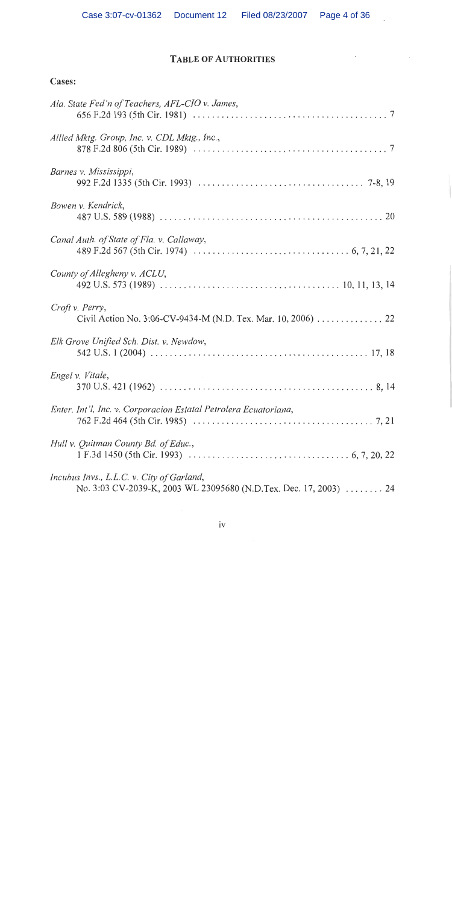## TABLE OF AUTHORITIES

**Cases:**

*Ala. State Fed'n of Teachers, AFL-CIO v. James*,
656 F.2d 193 (5th Cir. 1981) . . . . . . . . . . . . . . . . . . . . . . . . . . . . . . . . . . . . . . . . . 7

*Allied Mktg. Group, Inc. v. CDL Mktg., Inc.*,
878 F.2d 806 (5th Cir. 1989) . . . . . . . . . . . . . . . . . . . . . . . . . . . . . . . . . . . . . . . . . 7

*Barnes v. Mississippi*,
992 F.2d 1335 (5th Cir. 1993) . . . . . . . . . . . . . . . . . . . . . . . . . . . . . . . . . . . 7-8, 19

*Bowen v. Kendrick*,
487 U.S. 589 (1988) . . . . . . . . . . . . . . . . . . . . . . . . . . . . . . . . . . . . . . . . . . . . . . 20

*Canal Auth. of State of Fla. v. Callaway*,
489 F.2d 567 (5th Cir. 1974) . . . . . . . . . . . . . . . . . . . . . . . . . . . . . . . . . 6, 7, 21, 22

*County of Allegheny v. ACLU*,
492 U.S. 573 (1989) . . . . . . . . . . . . . . . . . . . . . . . . . . . . . . . . . . . . . 10, 11, 13, 14

*Croft v. Perry*,
Civil Action No. 3:06-CV-9434-M (N.D. Tex. Mar. 10, 2006) . . . . . . . . . . . . . . 22

*Elk Grove Unified Sch. Dist. v. Newdow*,
542 U.S. 1 (2004) . . . . . . . . . . . . . . . . . . . . . . . . . . . . . . . . . . . . . . . . . . . . . 17, 18

*Engel v. Vitale*,
370 U.S. 421 (1962) . . . . . . . . . . . . . . . . . . . . . . . . . . . . . . . . . . . . . . . . . . . . 8, 14

*Enter. Int'l, Inc. v. Corporacion Estatal Petrolera Ecuatoriana*,
762 F.2d 464 (5th Cir. 1985) . . . . . . . . . . . . . . . . . . . . . . . . . . . . . . . . . . . . . . 7, 21

*Hull v. Quitman County Bd. of Educ.*,
1 F.3d 1450 (5th Cir. 1993) . . . . . . . . . . . . . . . . . . . . . . . . . . . . . . . . . . 6, 7, 20, 22

*Incubus Invs., L.L.C. v. City of Garland*,
No. 3:03 CV-2039-K, 2003 WL 23095680 (N.D.Tex. Dec. 17, 2003) . . . . . . . . 24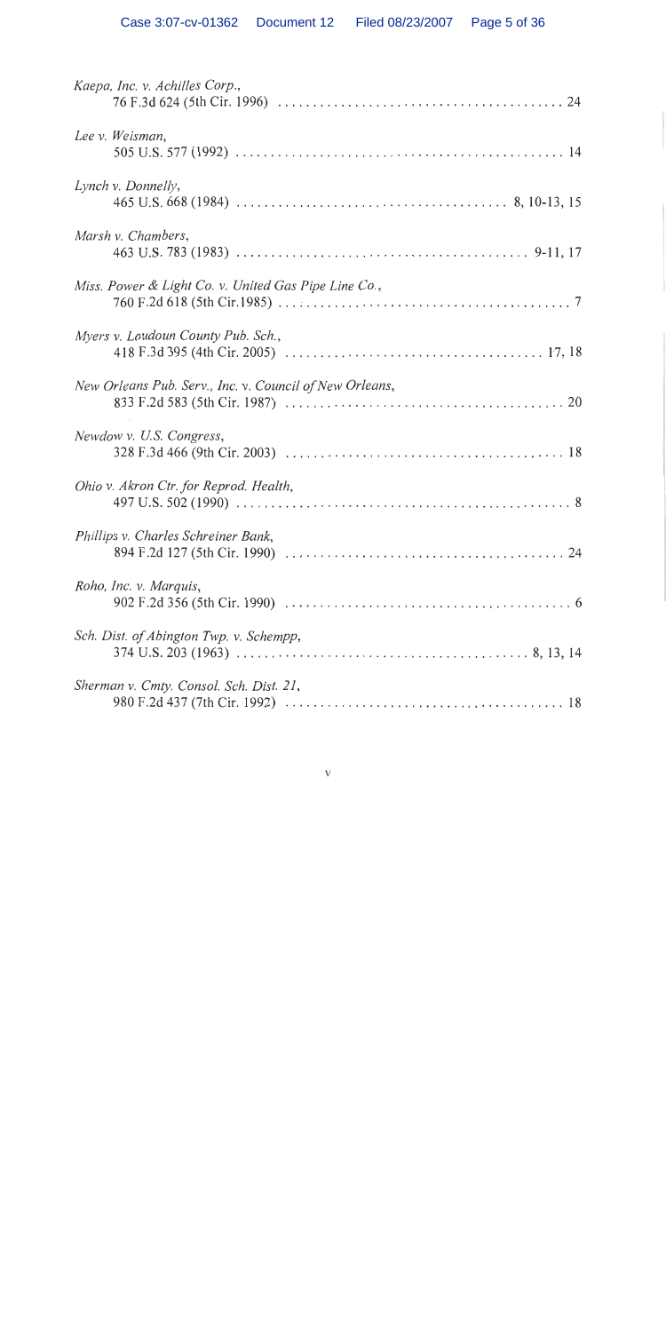*Kaepa, Inc. v. Achilles Corp.*,
76 F.3d 624 (5th Cir. 1996) . . . . . . . . . . . . . . . . . . . . . . . . . . . . . . . . . . . . . . . . . 24

*Lee v. Weisman*,
505 U.S. 577 (1992) . . . . . . . . . . . . . . . . . . . . . . . . . . . . . . . . . . . . . . . . . . . . . . . 14

*Lynch v. Donnelly*,
465 U.S. 668 (1984) . . . . . . . . . . . . . . . . . . . . . . . . . . . . . . . . . . . . . . 8, 10-13, 15

*Marsh v. Chambers*,
463 U.S. 783 (1983) . . . . . . . . . . . . . . . . . . . . . . . . . . . . . . . . . . . . . . . . . 9-11, 17

*Miss. Power & Light Co. v. United Gas Pipe Line Co.*,
760 F.2d 618 (5th Cir.1985) . . . . . . . . . . . . . . . . . . . . . . . . . . . . . . . . . . . . . . . . . 7

*Myers v. Loudoun County Pub. Sch.*,
418 F.3d 395 (4th Cir. 2005) . . . . . . . . . . . . . . . . . . . . . . . . . . . . . . . . . . . . 17, 18

*New Orleans Pub. Serv., Inc. v. Council of New Orleans*,
833 F.2d 583 (5th Cir. 1987) . . . . . . . . . . . . . . . . . . . . . . . . . . . . . . . . . . . . . . . 20

*Newdow v. U.S. Congress*,
328 F.3d 466 (9th Cir. 2003) . . . . . . . . . . . . . . . . . . . . . . . . . . . . . . . . . . . . . . . 18

*Ohio v. Akron Ctr. for Reprod. Health*,
497 U.S. 502 (1990) . . . . . . . . . . . . . . . . . . . . . . . . . . . . . . . . . . . . . . . . . . . . . . . 8

*Phillips v. Charles Schreiner Bank*,
894 F.2d 127 (5th Cir. 1990) . . . . . . . . . . . . . . . . . . . . . . . . . . . . . . . . . . . . . . . 24

*Roho, Inc. v. Marquis*,
902 F.2d 356 (5th Cir. 1990) . . . . . . . . . . . . . . . . . . . . . . . . . . . . . . . . . . . . . . . . 6

*Sch. Dist. of Abington Twp. v. Schempp*,
374 U.S. 203 (1963) . . . . . . . . . . . . . . . . . . . . . . . . . . . . . . . . . . . . . . . . . 8, 13, 14

*Sherman v. Cmty. Consol. Sch. Dist. 21*,
980 F.2d 437 (7th Cir. 1992) . . . . . . . . . . . . . . . . . . . . . . . . . . . . . . . . . . . . . . . 18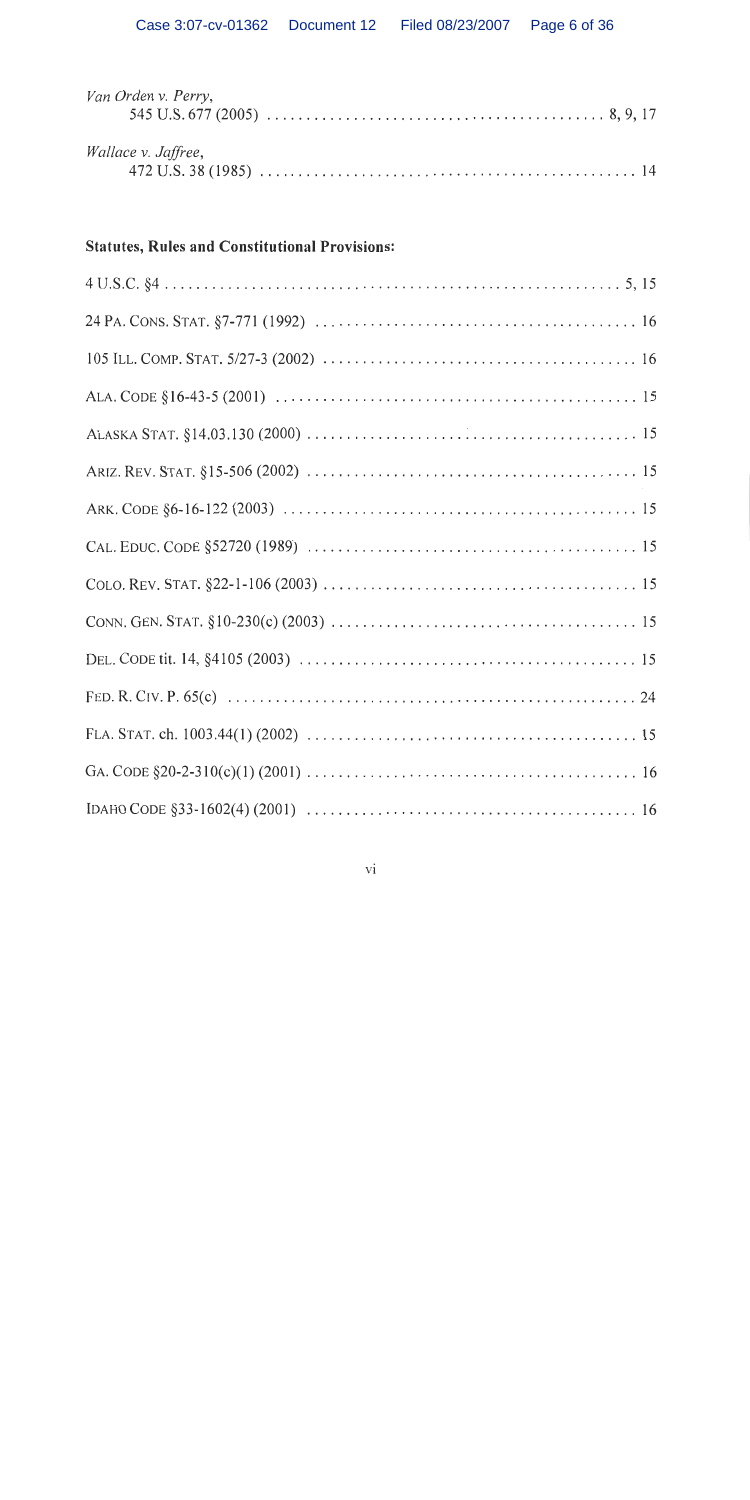*Van Orden v. Perry*,
545 U.S. 677 (2005) . . . . . . . . . . . . . . . . . . . . . . . . . . . . . . . . . . . . . . . . . . . 8, 9, 17

*Wallace v. Jaffree*,
472 U.S. 38 (1985) . . . . . . . . . . . . . . . . . . . . . . . . . . . . . . . . . . . . . . . . . . . . . . . . 14

**Statutes, Rules and Constitutional Provisions:**

4 U.S.C. §4 . . . . . . . . . . . . . . . . . . . . . . . . . . . . . . . . . . . . . . . . . . . . . . . . . . . . . . . . . . 5, 15

24 PA. CONS. STAT. §7-771 (1992) . . . . . . . . . . . . . . . . . . . . . . . . . . . . . . . . . . . . . . . . . 16

105 ILL. COMP. STAT. 5/27-3 (2002) . . . . . . . . . . . . . . . . . . . . . . . . . . . . . . . . . . . . . . . . 16

ALA. CODE §16-43-5 (2001) . . . . . . . . . . . . . . . . . . . . . . . . . . . . . . . . . . . . . . . . . . . . . . 15

ALASKA STAT. §14.03.130 (2000) . . . . . . . . . . . . . . . . . . . . . . . . . . . . . . . . . . . . . . . . . . 15

ARIZ. REV. STAT. §15-506 (2002) . . . . . . . . . . . . . . . . . . . . . . . . . . . . . . . . . . . . . . . . . . 15

ARK. CODE §6-16-122 (2003) . . . . . . . . . . . . . . . . . . . . . . . . . . . . . . . . . . . . . . . . . . . . . 15

CAL. EDUC. CODE §52720 (1989) . . . . . . . . . . . . . . . . . . . . . . . . . . . . . . . . . . . . . . . . . . 15

COLO. REV. STAT. §22-1-106 (2003) . . . . . . . . . . . . . . . . . . . . . . . . . . . . . . . . . . . . . . . . 15

CONN. GEN. STAT. §10-230(c) (2003) . . . . . . . . . . . . . . . . . . . . . . . . . . . . . . . . . . . . . . . 15

DEL. CODE tit. 14, §4105 (2003) . . . . . . . . . . . . . . . . . . . . . . . . . . . . . . . . . . . . . . . . . . . 15

FED. R. CIV. P. 65(c) . . . . . . . . . . . . . . . . . . . . . . . . . . . . . . . . . . . . . . . . . . . . . . . . . . . . 24

FLA. STAT. ch. 1003.44(1) (2002) . . . . . . . . . . . . . . . . . . . . . . . . . . . . . . . . . . . . . . . . . . 15

GA. CODE §20-2-310(c)(1) (2001) . . . . . . . . . . . . . . . . . . . . . . . . . . . . . . . . . . . . . . . . . . 16

IDAHO CODE §33-1602(4) (2001) . . . . . . . . . . . . . . . . . . . . . . . . . . . . . . . . . . . . . . . . . . 16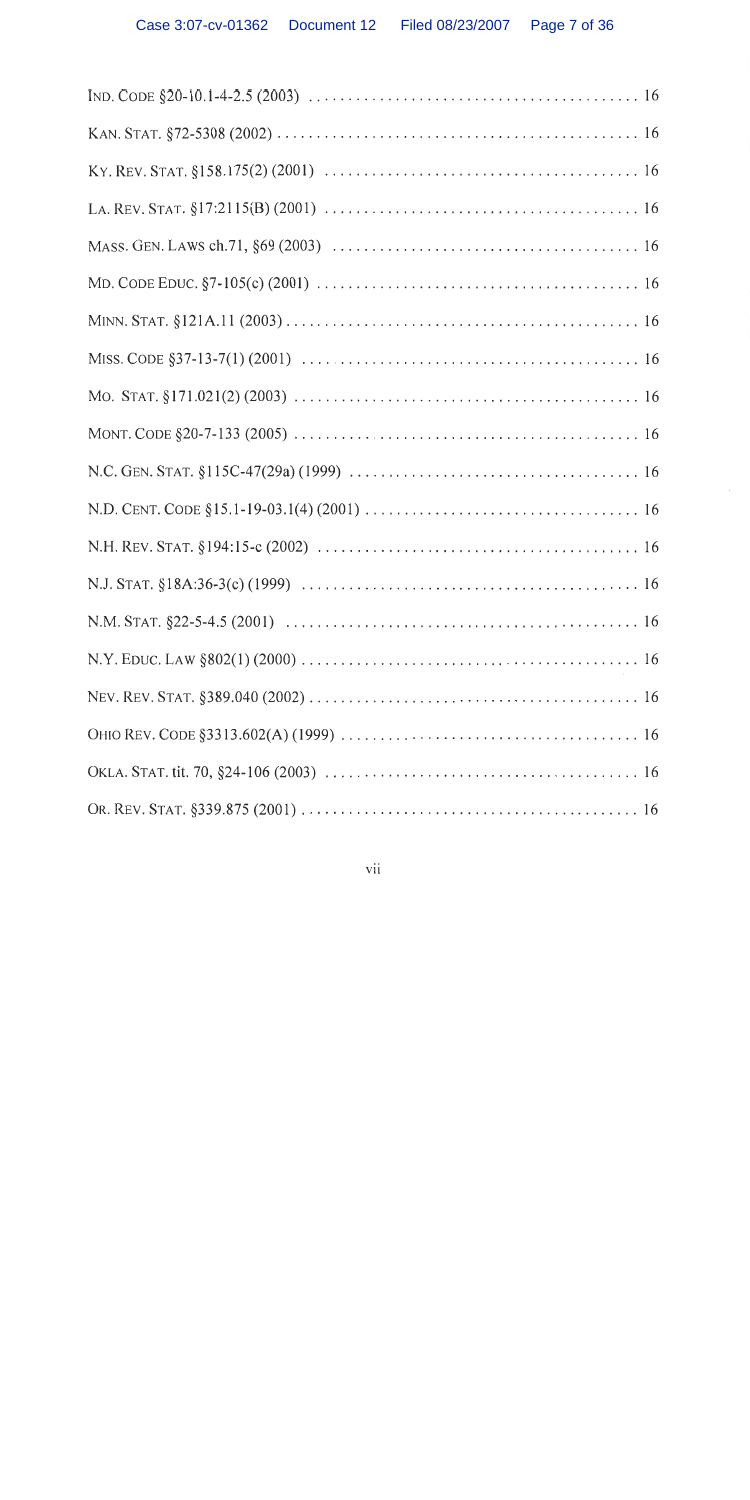IND. CODE §20-10.1-4-2.5 (2003) .......................................... 16

KAN. STAT. §72-5308 (2002) .............................................. 16

KY. REV. STAT. §158.175(2) (2001) ........................................ 16

LA. REV. STAT. §17:2115(B) (2001) ........................................ 16

MASS. GEN. LAWS ch.71, §69 (2003) ....................................... 16

MD. CODE EDUC. §7-105(c) (2001) ......................................... 16

MINN. STAT. §121A.11 (2003) ............................................. 16

MISS. CODE §37-13-7(1) (2001) ........................................... 16

MO. STAT. §171.021(2) (2003) ............................................ 16

MONT. CODE §20-7-133 (2005) ............................................ 16

N.C. GEN. STAT. §115C-47(29a) (1999) ..................................... 16

N.D. CENT. CODE §15.1-19-03.1(4) (2001) ................................... 16

N.H. REV. STAT. §194:15-c (2002) ......................................... 16

N.J. STAT. §18A:36-3(c) (1999) ........................................... 16

N.M. STAT. §22-5-4.5 (2001) ............................................. 16

N.Y. EDUC. LAW §802(1) (2000) ........................................... 16

NEV. REV. STAT. §389.040 (2002) .......................................... 16

OHIO REV. CODE §3313.602(A) (1999) ...................................... 16

OKLA. STAT. tit. 70, §24-106 (2003) ........................................ 16

OR. REV. STAT. §339.875 (2001) ........................................... 16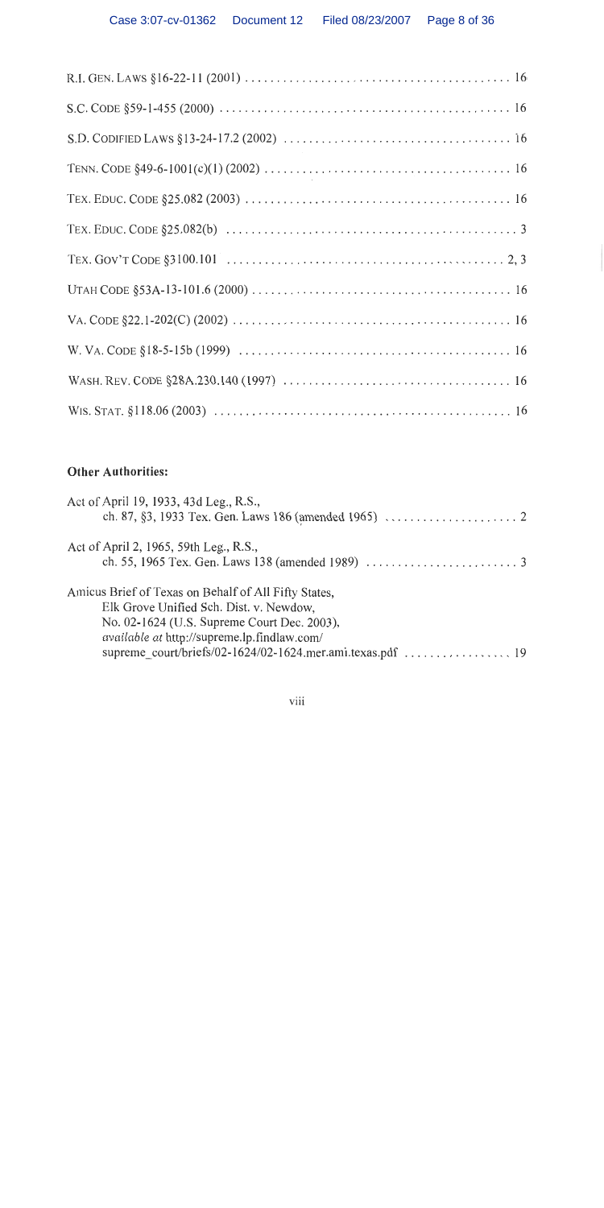R.I. GEN. LAWS §16-22-11 (2001) .......................................... 16

S.C. CODE §59-1-455 (2000) .......................................... 16

S.D. CODIFIED LAWS §13-24-17.2 (2002) .......................................... 16

TENN. CODE §49-6-1001(c)(1) (2002) .......................................... 16

TEX. EDUC. CODE §25.082 (2003) .......................................... 16

TEX. EDUC. CODE §25.082(b) .......................................... 3

TEX. GOV'T CODE §3100.101 .......................................... 2, 3

UTAH CODE §53A-13-101.6 (2000) .......................................... 16

VA. CODE §22.1-202(C) (2002) .......................................... 16

W. VA. CODE §18-5-15b (1999) .......................................... 16

WASH. REV. CODE §28A.230.140 (1997) .......................................... 16

WIS. STAT. §118.06 (2003) .......................................... 16

**Other Authorities:**

Act of April 19, 1933, 43d Leg., R.S.,
ch. 87, §3, 1933 Tex. Gen. Laws 186 (amended 1965) .......................................... 2

Act of April 2, 1965, 59th Leg., R.S.,
ch. 55, 1965 Tex. Gen. Laws 138 (amended 1989) .......................................... 3

Amicus Brief of Texas on Behalf of All Fifty States,
Elk Grove Unified Sch. Dist. v. Newdow,
No. 02-1624 (U.S. Supreme Court Dec. 2003),
*available at* http://supreme.lp.findlaw.com/
supreme_court/briefs/02-1624/02-1624.mer.ami.texas.pdf .......................................... 19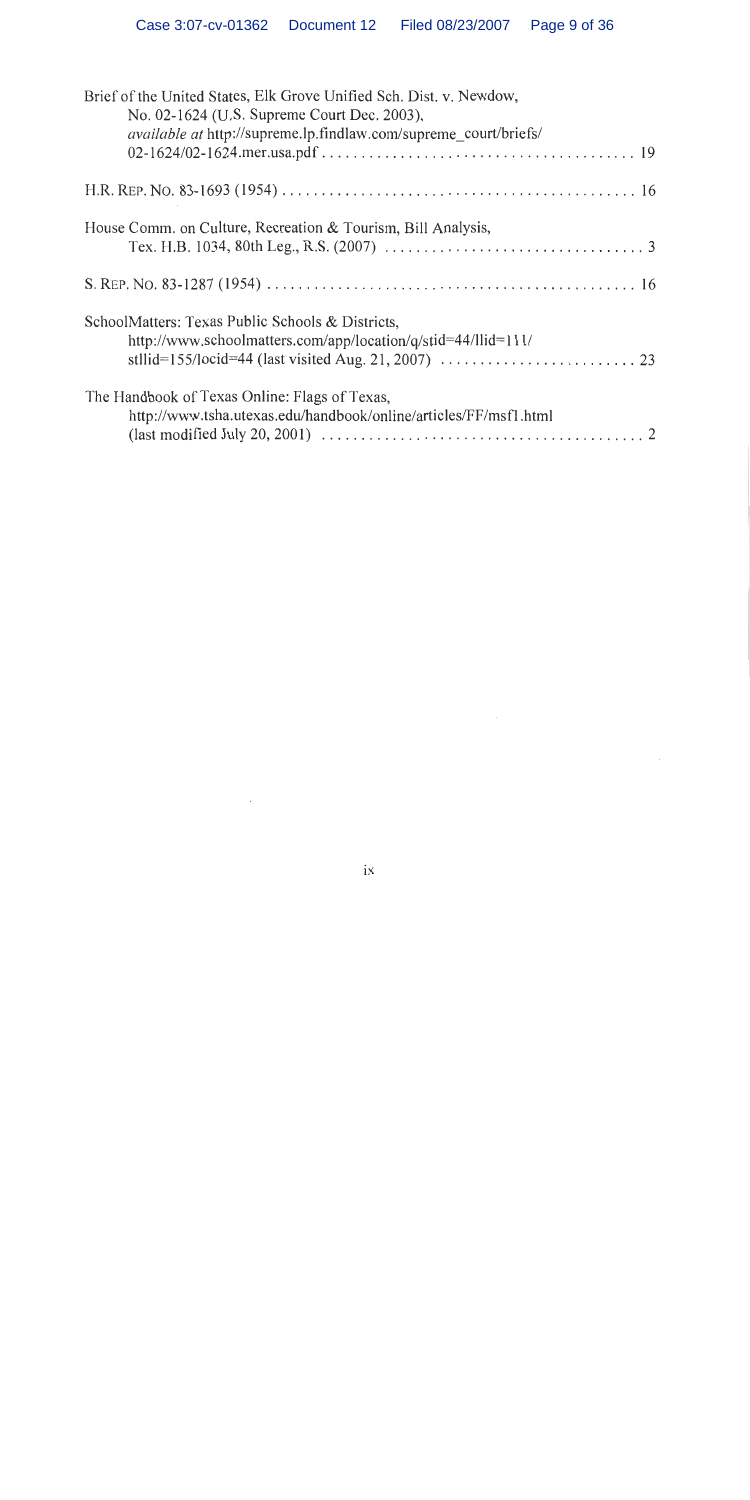Brief of the United States, Elk Grove Unified Sch. Dist. v. Newdow, No. 02-1624 (U.S. Supreme Court Dec. 2003), *available at* http://supreme.lp.findlaw.com/supreme_court/briefs/02-1624/02-1624.mer.usa.pdf . . . . . . . . . . . . . . . . . . . . . . . . . . . . . . . . . . . . . . . . . 19

H.R. REP. NO. 83-1693 (1954) . . . . . . . . . . . . . . . . . . . . . . . . . . . . . . . . . . . . . . . . . . . . . 16

House Comm. on Culture, Recreation & Tourism, Bill Analysis, Tex. H.B. 1034, 80th Leg., R.S. (2007) . . . . . . . . . . . . . . . . . . . . . . . . . . . . . . . . . 3

S. REP. NO. 83-1287 (1954) . . . . . . . . . . . . . . . . . . . . . . . . . . . . . . . . . . . . . . . . . . . . . . 16

SchoolMatters: Texas Public Schools & Districts, http://www.schoolmatters.com/app/location/q/stid=44/llid=111/stllid=155/locid=44 (last visited Aug. 21, 2007) . . . . . . . . . . . . . . . . . . . . . . . . . 23

The Handbook of Texas Online: Flags of Texas, http://www.tsha.utexas.edu/handbook/online/articles/FF/msf1.html (last modified July 20, 2001) . . . . . . . . . . . . . . . . . . . . . . . . . . . . . . . . . . . . . . . . . 2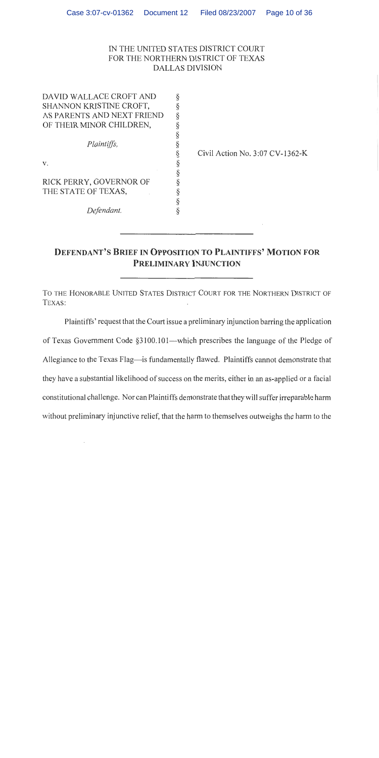IN THE UNITED STATES DISTRICT COURT
FOR THE NORTHERN DISTRICT OF TEXAS
DALLAS DIVISION

| | | |
|---|---|---|
| DAVID WALLACE CROFT AND SHANNON KRISTINE CROFT, AS PARENTS AND NEXT FRIEND OF THEIR MINOR CHILDREN, | § | |
| *Plaintiffs,* | § | Civil Action No. 3:07 CV-1362-K |
| v. | § | |
| RICK PERRY, GOVERNOR OF THE STATE OF TEXAS, | § | |
| *Defendant.* | § | |

## DEFENDANT'S BRIEF IN OPPOSITION TO PLAINTIFFS' MOTION FOR PRELIMINARY INJUNCTION

TO THE HONORABLE UNITED STATES DISTRICT COURT FOR THE NORTHERN DISTRICT OF TEXAS:

Plaintiffs' request that the Court issue a preliminary injunction barring the application of Texas Government Code §3100.101—which prescribes the language of the Pledge of Allegiance to the Texas Flag—is fundamentally flawed. Plaintiffs cannot demonstrate that they have a substantial likelihood of success on the merits, either in an as-applied or a facial constitutional challenge. Nor can Plaintiffs demonstrate that they will suffer irreparable harm without preliminary injunctive relief, that the harm to themselves outweighs the harm to the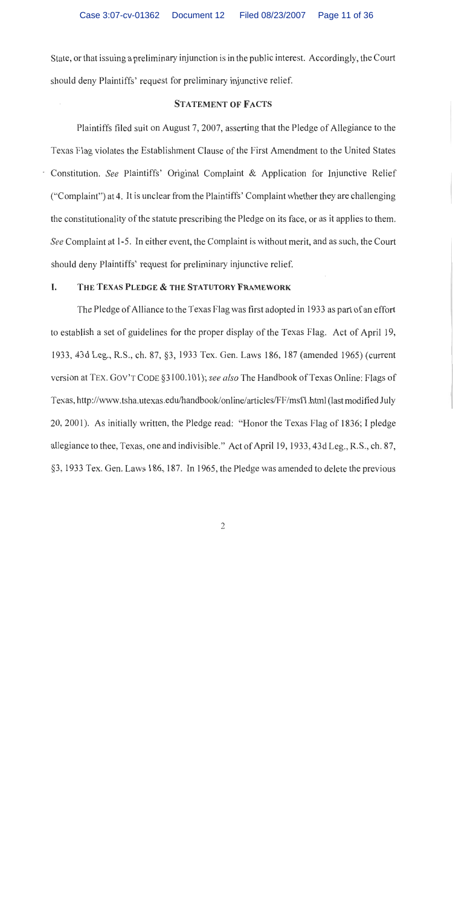State, or that issuing a preliminary injunction is in the public interest. Accordingly, the Court should deny Plaintiffs' request for preliminary injunctive relief.

## STATEMENT OF FACTS

Plaintiffs filed suit on August 7, 2007, asserting that the Pledge of Allegiance to the Texas Flag violates the Establishment Clause of the First Amendment to the United States Constitution. *See* Plaintiffs' Original Complaint & Application for Injunctive Relief ("Complaint") at 4. It is unclear from the Plaintiffs' Complaint whether they are challenging the constitutionality of the statute prescribing the Pledge on its face, or as it applies to them. *See* Complaint at 1-5. In either event, the Complaint is without merit, and as such, the Court should deny Plaintiffs' request for preliminary injunctive relief.

### I. THE TEXAS PLEDGE & THE STATUTORY FRAMEWORK

The Pledge of Alliance to the Texas Flag was first adopted in 1933 as part of an effort to establish a set of guidelines for the proper display of the Texas Flag. Act of April 19, 1933, 43d Leg., R.S., ch. 87, §3, 1933 Tex. Gen. Laws 186, 187 (amended 1965) (current version at TEX. GOV'T CODE §3100.101); *see also* The Handbook of Texas Online: Flags of Texas, http://www.tsha.utexas.edu/handbook/online/articles/FF/msf1.html (last modified July 20, 2001). As initially written, the Pledge read: "Honor the Texas Flag of 1836; I pledge allegiance to thee, Texas, one and indivisible." Act of April 19, 1933, 43d Leg., R.S., ch. 87, §3, 1933 Tex. Gen. Laws 186, 187. In 1965, the Pledge was amended to delete the previous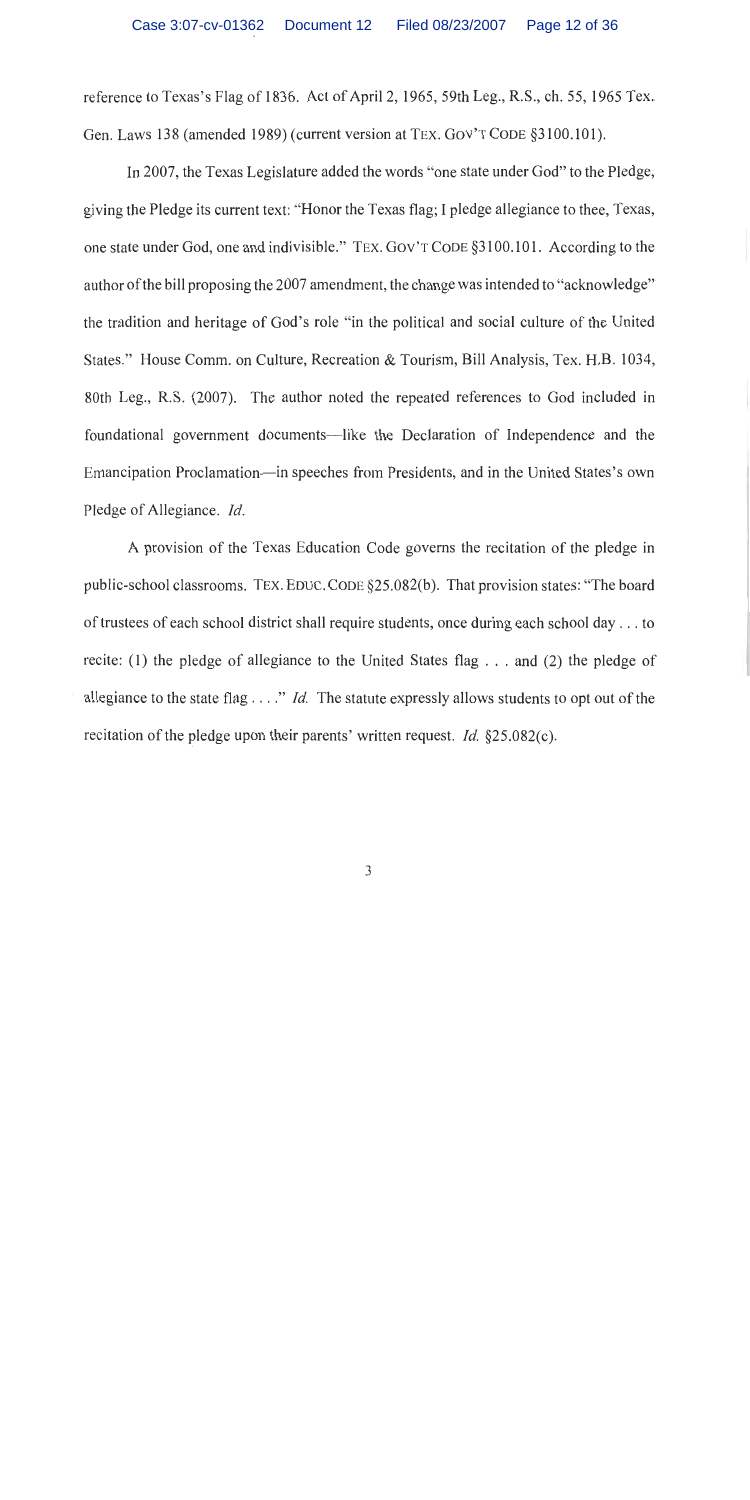reference to Texas's Flag of 1836. Act of April 2, 1965, 59th Leg., R.S., ch. 55, 1965 Tex. Gen. Laws 138 (amended 1989) (current version at TEX. GOV'T CODE §3100.101).

In 2007, the Texas Legislature added the words "one state under God" to the Pledge, giving the Pledge its current text: "Honor the Texas flag; I pledge allegiance to thee, Texas, one state under God, one and indivisible." TEX. GOV'T CODE §3100.101. According to the author of the bill proposing the 2007 amendment, the change was intended to "acknowledge" the tradition and heritage of God's role "in the political and social culture of the United States." House Comm. on Culture, Recreation & Tourism, Bill Analysis, Tex. H.B. 1034, 80th Leg., R.S. (2007). The author noted the repeated references to God included in foundational government documents—like the Declaration of Independence and the Emancipation Proclamation—in speeches from Presidents, and in the United States's own Pledge of Allegiance. *Id.*

A provision of the Texas Education Code governs the recitation of the pledge in public-school classrooms. TEX. EDUC. CODE §25.082(b). That provision states: "The board of trustees of each school district shall require students, once during each school day . . . to recite: (1) the pledge of allegiance to the United States flag . . . and (2) the pledge of allegiance to the state flag . . . ." *Id.* The statute expressly allows students to opt out of the recitation of the pledge upon their parents' written request. *Id.* §25.082(c).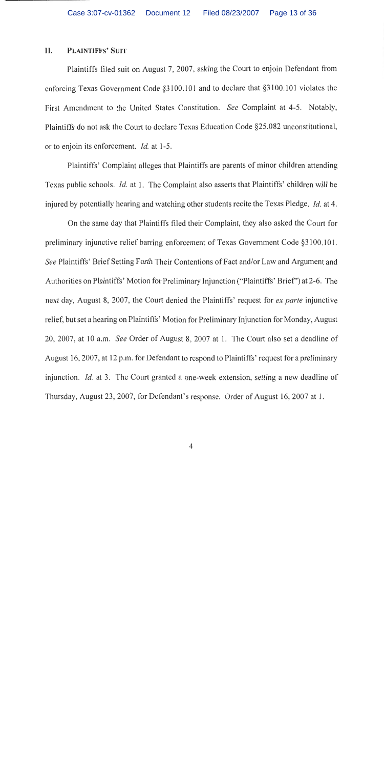## II. PLAINTIFFS' SUIT

Plaintiffs filed suit on August 7, 2007, asking the Court to enjoin Defendant from enforcing Texas Government Code §3100.101 and to declare that §3100.101 violates the First Amendment to the United States Constitution. *See* Complaint at 4-5. Notably, Plaintiffs do not ask the Court to declare Texas Education Code §25.082 unconstitutional, or to enjoin its enforcement. *Id.* at 1-5.

Plaintiffs' Complaint alleges that Plaintiffs are parents of minor children attending Texas public schools. *Id.* at 1. The Complaint also asserts that Plaintiffs' children will be injured by potentially hearing and watching other students recite the Texas Pledge. *Id.* at 4.

On the same day that Plaintiffs filed their Complaint, they also asked the Court for preliminary injunctive relief barring enforcement of Texas Government Code §3100.101. *See* Plaintiffs' Brief Setting Forth Their Contentions of Fact and/or Law and Argument and Authorities on Plaintiffs' Motion for Preliminary Injunction ("Plaintiffs' Brief") at 2-6. The next day, August 8, 2007, the Court denied the Plaintiffs' request for *ex parte* injunctive relief, but set a hearing on Plaintiffs' Motion for Preliminary Injunction for Monday, August 20, 2007, at 10 a.m. *See* Order of August 8, 2007 at 1. The Court also set a deadline of August 16, 2007, at 12 p.m. for Defendant to respond to Plaintiffs' request for a preliminary injunction. *Id.* at 3. The Court granted a one-week extension, setting a new deadline of Thursday, August 23, 2007, for Defendant's response. Order of August 16, 2007 at 1.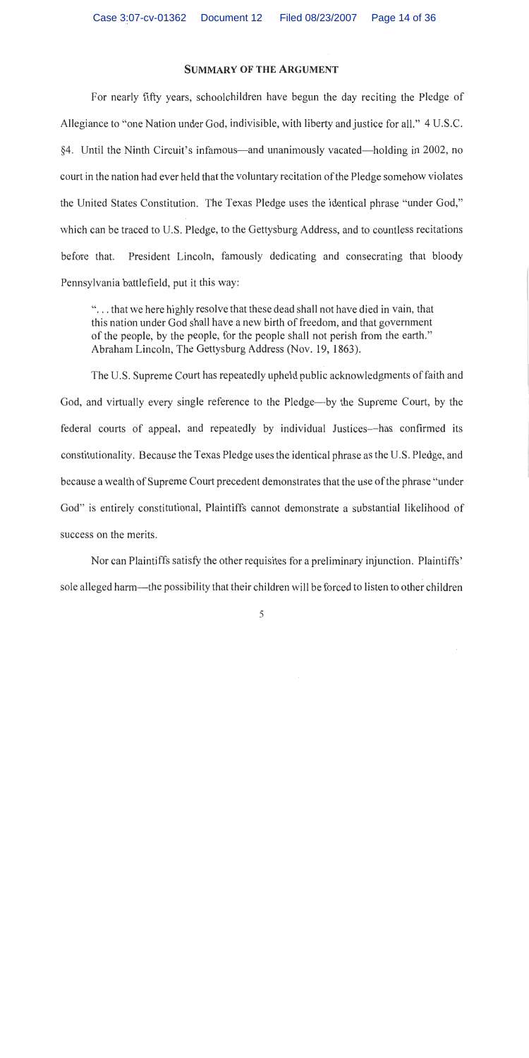## SUMMARY OF THE ARGUMENT

For nearly fifty years, schoolchildren have begun the day reciting the Pledge of Allegiance to "one Nation under God, indivisible, with liberty and justice for all." 4 U.S.C. §4. Until the Ninth Circuit's infamous—and unanimously vacated—holding in 2002, no court in the nation had ever held that the voluntary recitation of the Pledge somehow violates the United States Constitution. The Texas Pledge uses the identical phrase "under God," which can be traced to U.S. Pledge, to the Gettysburg Address, and to countless recitations before that. President Lincoln, famously dedicating and consecrating that bloody Pennsylvania battlefield, put it this way:

> ". . . that we here highly resolve that these dead shall not have died in vain, that this nation under God shall have a new birth of freedom, and that government of the people, by the people, for the people shall not perish from the earth." Abraham Lincoln, The Gettysburg Address (Nov. 19, 1863).

The U.S. Supreme Court has repeatedly upheld public acknowledgments of faith and God, and virtually every single reference to the Pledge—by the Supreme Court, by the federal courts of appeal, and repeatedly by individual Justices—has confirmed its constitutionality. Because the Texas Pledge uses the identical phrase as the U.S. Pledge, and because a wealth of Supreme Court precedent demonstrates that the use of the phrase "under God" is entirely constitutional, Plaintiffs cannot demonstrate a substantial likelihood of success on the merits.

Nor can Plaintiffs satisfy the other requisites for a preliminary injunction. Plaintiffs' sole alleged harm—the possibility that their children will be forced to listen to other children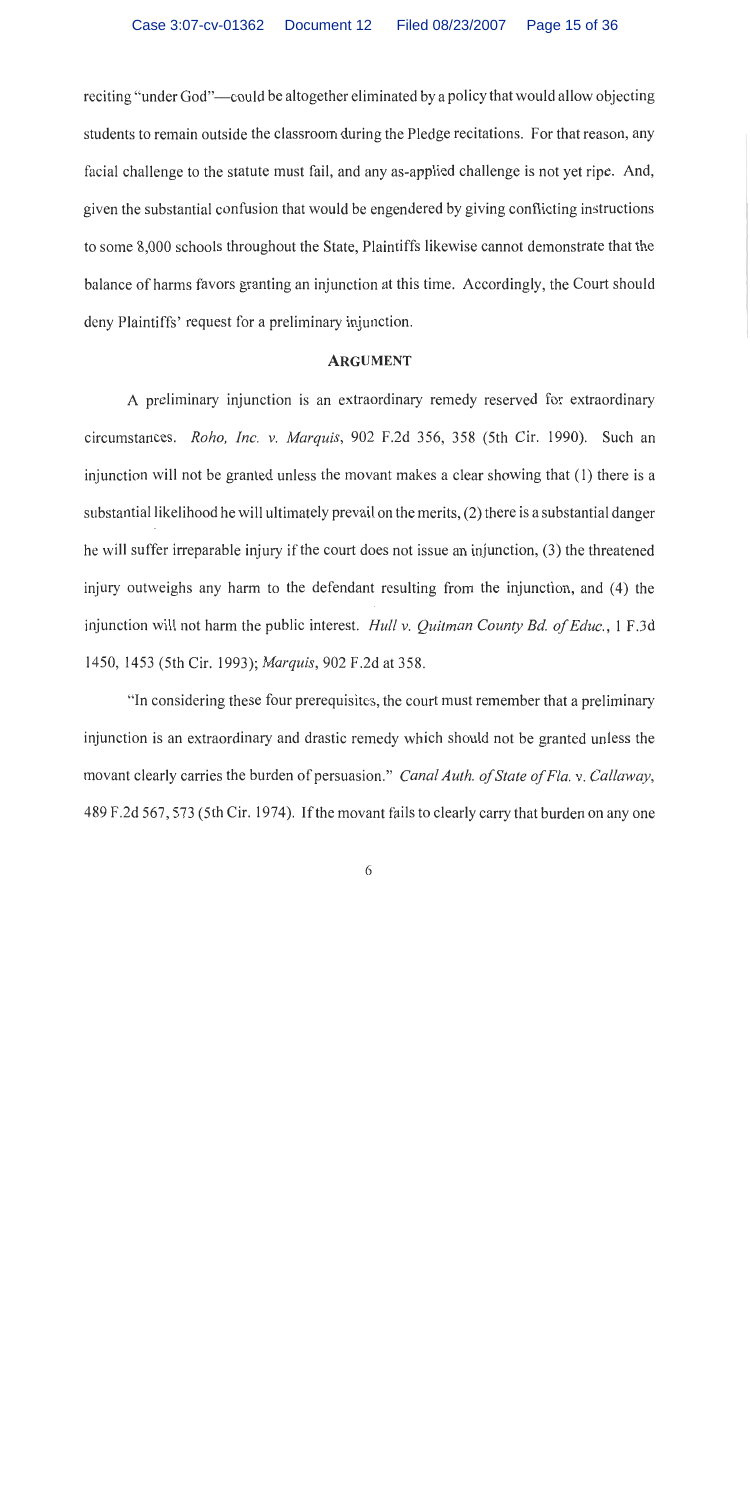reciting "under God"—could be altogether eliminated by a policy that would allow objecting students to remain outside the classroom during the Pledge recitations. For that reason, any facial challenge to the statute must fail, and any as-applied challenge is not yet ripe. And, given the substantial confusion that would be engendered by giving conflicting instructions to some 8,000 schools throughout the State, Plaintiffs likewise cannot demonstrate that the balance of harms favors granting an injunction at this time. Accordingly, the Court should deny Plaintiffs' request for a preliminary injunction.

## ARGUMENT

A preliminary injunction is an extraordinary remedy reserved for extraordinary circumstances. *Roho, Inc. v. Marquis*, 902 F.2d 356, 358 (5th Cir. 1990). Such an injunction will not be granted unless the movant makes a clear showing that (1) there is a substantial likelihood he will ultimately prevail on the merits, (2) there is a substantial danger he will suffer irreparable injury if the court does not issue an injunction, (3) the threatened injury outweighs any harm to the defendant resulting from the injunction, and (4) the injunction will not harm the public interest. *Hull v. Quitman County Bd. of Educ.*, 1 F.3d 1450, 1453 (5th Cir. 1993); *Marquis*, 902 F.2d at 358.

"In considering these four prerequisites, the court must remember that a preliminary injunction is an extraordinary and drastic remedy which should not be granted unless the movant clearly carries the burden of persuasion." *Canal Auth. of State of Fla. v. Callaway*, 489 F.2d 567, 573 (5th Cir. 1974). If the movant fails to clearly carry that burden on any one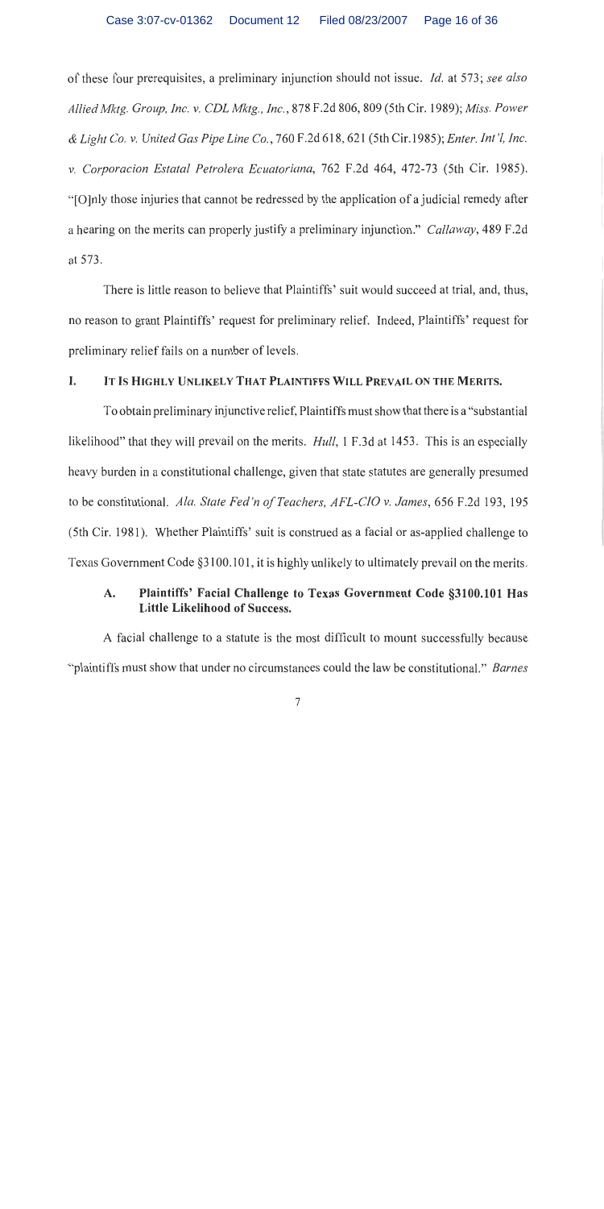of these four prerequisites, a preliminary injunction should not issue. *Id.* at 573; *see also Allied Mktg. Group, Inc. v. CDL Mktg., Inc.*, 878 F.2d 806, 809 (5th Cir. 1989); *Miss. Power & Light Co. v. United Gas Pipe Line Co.*, 760 F.2d 618, 621 (5th Cir.1985); *Enter. Int'l, Inc. v. Corporacion Estatal Petrolera Ecuatoriana*, 762 F.2d 464, 472-73 (5th Cir. 1985). "[O]nly those injuries that cannot be redressed by the application of a judicial remedy after a hearing on the merits can properly justify a preliminary injunction." *Callaway*, 489 F.2d at 573.

There is little reason to believe that Plaintiffs' suit would succeed at trial, and, thus, no reason to grant Plaintiffs' request for preliminary relief. Indeed, Plaintiffs' request for preliminary relief fails on a number of levels.

## I. IT IS HIGHLY UNLIKELY THAT PLAINTIFFS WILL PREVAIL ON THE MERITS.

To obtain preliminary injunctive relief, Plaintiffs must show that there is a "substantial likelihood" that they will prevail on the merits. *Hull*, 1 F.3d at 1453. This is an especially heavy burden in a constitutional challenge, given that state statutes are generally presumed to be constitutional. *Ala. State Fed'n of Teachers, AFL-CIO v. James*, 656 F.2d 193, 195 (5th Cir. 1981). Whether Plaintiffs' suit is construed as a facial or as-applied challenge to Texas Government Code §3100.101, it is highly unlikely to ultimately prevail on the merits.

### A. Plaintiffs' Facial Challenge to Texas Government Code §3100.101 Has Little Likelihood of Success.

A facial challenge to a statute is the most difficult to mount successfully because "plaintiffs must show that under no circumstances could the law be constitutional." *Barnes*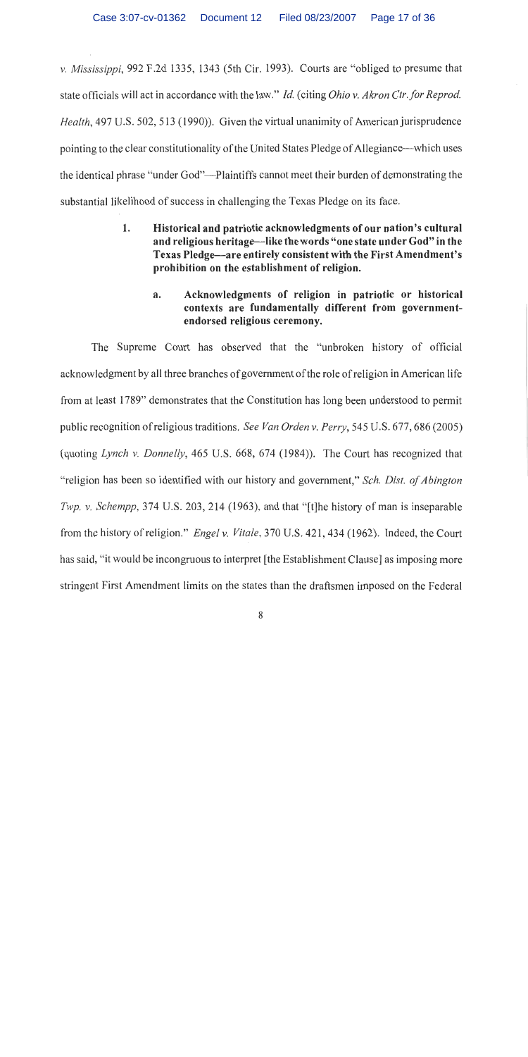*v. Mississippi*, 992 F.2d 1335, 1343 (5th Cir. 1993). Courts are "obliged to presume that state officials will act in accordance with the law." *Id.* (citing *Ohio v. Akron Ctr. for Reprod. Health*, 497 U.S. 502, 513 (1990)). Given the virtual unanimity of American jurisprudence pointing to the clear constitutionality of the United States Pledge of Allegiance—which uses the identical phrase "under God"—Plaintiffs cannot meet their burden of demonstrating the substantial likelihood of success in challenging the Texas Pledge on its face.

> **1. Historical and patriotic acknowledgments of our nation's cultural and religious heritage—like the words "one state under God" in the Texas Pledge—are entirely consistent with the First Amendment's prohibition on the establishment of religion.**
>
> > **a. Acknowledgments of religion in patriotic or historical contexts are fundamentally different from government-endorsed religious ceremony.**

The Supreme Court has observed that the "unbroken history of official acknowledgment by all three branches of government of the role of religion in American life from at least 1789" demonstrates that the Constitution has long been understood to permit public recognition of religious traditions. *See Van Orden v. Perry*, 545 U.S. 677, 686 (2005) (quoting *Lynch v. Donnelly*, 465 U.S. 668, 674 (1984)). The Court has recognized that "religion has been so identified with our history and government," *Sch. Dist. of Abington Twp. v. Schempp*, 374 U.S. 203, 214 (1963), and that "[t]he history of man is inseparable from the history of religion." *Engel v. Vitale*, 370 U.S. 421, 434 (1962). Indeed, the Court has said, "it would be incongruous to interpret [the Establishment Clause] as imposing more stringent First Amendment limits on the states than the draftsmen imposed on the Federal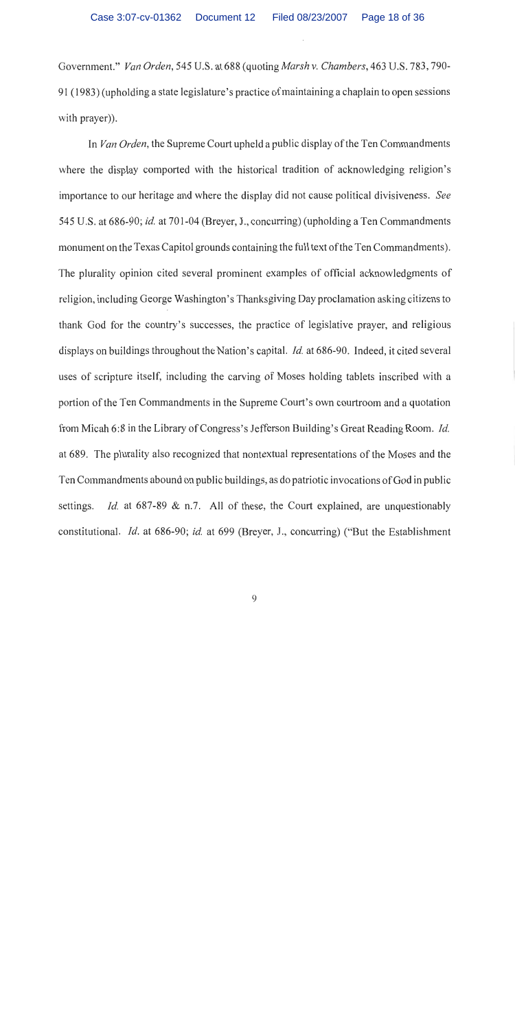Government." *Van Orden*, 545 U.S. at 688 (quoting *Marsh v. Chambers*, 463 U.S. 783, 790-91 (1983) (upholding a state legislature's practice of maintaining a chaplain to open sessions with prayer)).

In *Van Orden*, the Supreme Court upheld a public display of the Ten Commandments where the display comported with the historical tradition of acknowledging religion's importance to our heritage and where the display did not cause political divisiveness. *See* 545 U.S. at 686-90; *id.* at 701-04 (Breyer, J., concurring) (upholding a Ten Commandments monument on the Texas Capitol grounds containing the full text of the Ten Commandments). The plurality opinion cited several prominent examples of official acknowledgments of religion, including George Washington's Thanksgiving Day proclamation asking citizens to thank God for the country's successes, the practice of legislative prayer, and religious displays on buildings throughout the Nation's capital. *Id.* at 686-90. Indeed, it cited several uses of scripture itself, including the carving of Moses holding tablets inscribed with a portion of the Ten Commandments in the Supreme Court's own courtroom and a quotation from Micah 6:8 in the Library of Congress's Jefferson Building's Great Reading Room. *Id.* at 689. The plurality also recognized that nontextual representations of the Moses and the Ten Commandments abound on public buildings, as do patriotic invocations of God in public settings. *Id.* at 687-89 & n.7. All of these, the Court explained, are unquestionably constitutional. *Id.* at 686-90; *id.* at 699 (Breyer, J., concurring) ("But the Establishment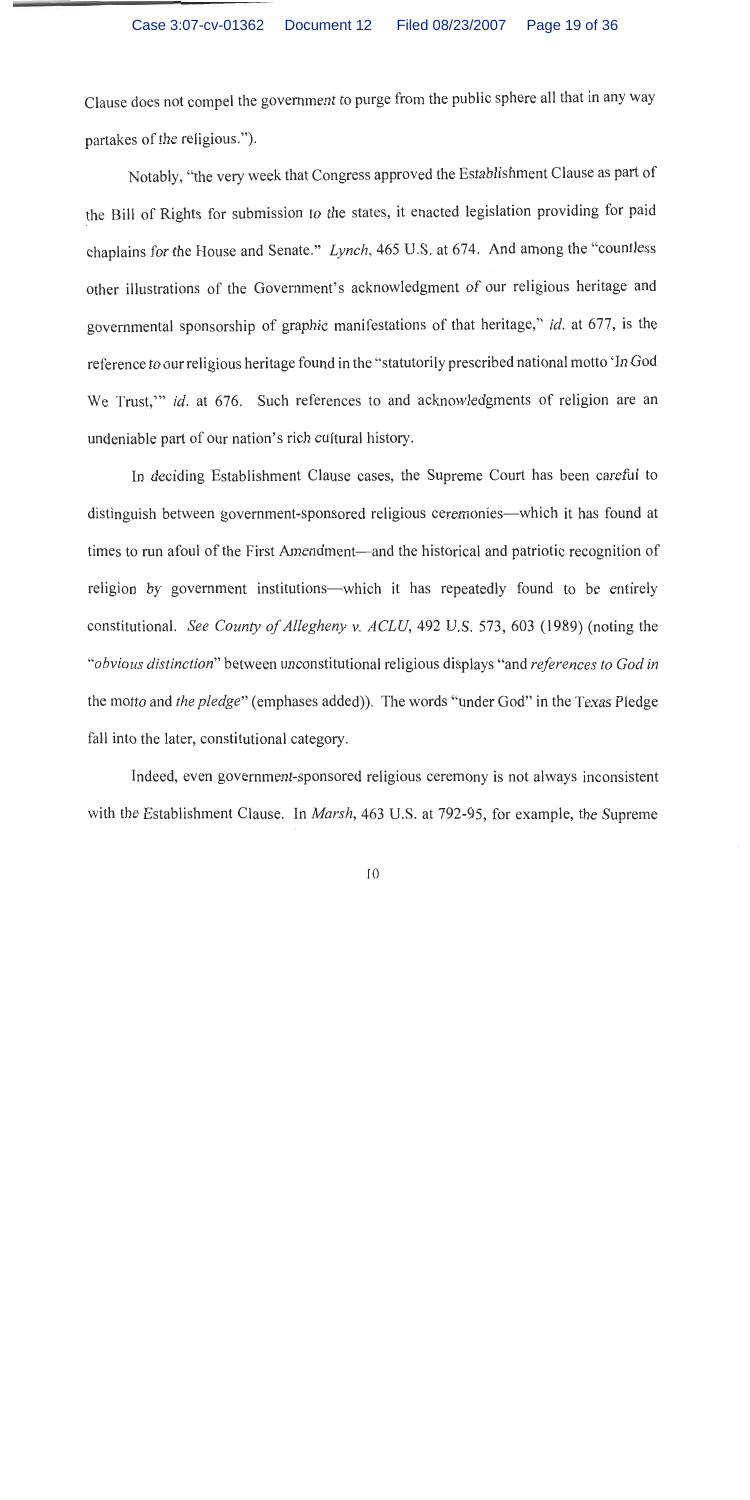Clause does not compel the government to purge from the public sphere all that in any way partakes of the religious.").

Notably, "the very week that Congress approved the Establishment Clause as part of the Bill of Rights for submission to the states, it enacted legislation providing for paid chaplains for the House and Senate." *Lynch*, 465 U.S. at 674. And among the "countless other illustrations of the Government's acknowledgment of our religious heritage and governmental sponsorship of graphic manifestations of that heritage," *id.* at 677, is the reference to our religious heritage found in the "statutorily prescribed national motto 'In God We Trust,'" *id.* at 676. Such references to and acknowledgments of religion are an undeniable part of our nation's rich cultural history.

In deciding Establishment Clause cases, the Supreme Court has been careful to distinguish between government-sponsored religious ceremonies—which it has found at times to run afoul of the First Amendment—and the historical and patriotic recognition of religion by government institutions—which it has repeatedly found to be entirely constitutional. *See County of Allegheny v. ACLU*, 492 U.S. 573, 603 (1989) (noting the "*obvious distinction*" between unconstitutional religious displays "and *references to God in* the motto and *the pledge*" (emphases added)). The words "under God" in the Texas Pledge fall into the later, constitutional category.

Indeed, even government-sponsored religious ceremony is not always inconsistent with the Establishment Clause. In *Marsh*, 463 U.S. at 792-95, for example, the Supreme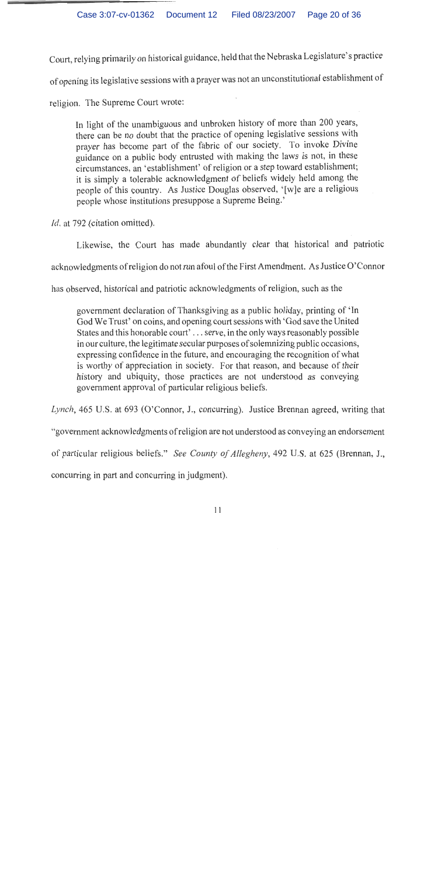Court, relying primarily on historical guidance, held that the Nebraska Legislature's practice of opening its legislative sessions with a prayer was not an unconstitutional establishment of religion. The Supreme Court wrote:

> In light of the unambiguous and unbroken history of more than 200 years, there can be no doubt that the practice of opening legislative sessions with prayer has become part of the fabric of our society. To invoke Divine guidance on a public body entrusted with making the laws is not, in these circumstances, an 'establishment' of religion or a step toward establishment; it is simply a tolerable acknowledgment of beliefs widely held among the people of this country. As Justice Douglas observed, '[w]e are a religious people whose institutions presuppose a Supreme Being.'

*Id.* at 792 (citation omitted).

Likewise, the Court has made abundantly clear that historical and patriotic acknowledgments of religion do not run afoul of the First Amendment. As Justice O'Connor has observed, historical and patriotic acknowledgments of religion, such as the

> government declaration of Thanksgiving as a public holiday, printing of 'In God We Trust' on coins, and opening court sessions with 'God save the United States and this honorable court' . . . serve, in the only ways reasonably possible in our culture, the legitimate secular purposes of solemnizing public occasions, expressing confidence in the future, and encouraging the recognition of what is worthy of appreciation in society. For that reason, and because of their history and ubiquity, those practices are not understood as conveying government approval of particular religious beliefs.

*Lynch*, 465 U.S. at 693 (O'Connor, J., concurring). Justice Brennan agreed, writing that "government acknowledgments of religion are not understood as conveying an endorsement of particular religious beliefs." *See County of Allegheny*, 492 U.S. at 625 (Brennan, J., concurring in part and concurring in judgment).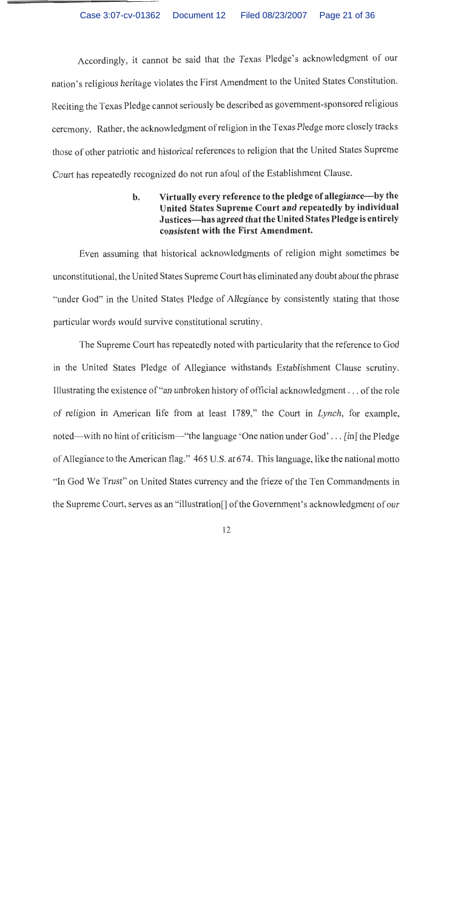Accordingly, it cannot be said that the Texas Pledge's acknowledgment of our nation's religious heritage violates the First Amendment to the United States Constitution. Reciting the Texas Pledge cannot seriously be described as government-sponsored religious ceremony. Rather, the acknowledgment of religion in the Texas Pledge more closely tracks those of other patriotic and historical references to religion that the United States Supreme Court has repeatedly recognized do not run afoul of the Establishment Clause.

**b. Virtually every reference to the pledge of allegiance—by the United States Supreme Court and repeatedly by individual Justices—has agreed that the United States Pledge is entirely consistent with the First Amendment.**

Even assuming that historical acknowledgments of religion might sometimes be unconstitutional, the United States Supreme Court has eliminated any doubt about the phrase "under God" in the United States Pledge of Allegiance by consistently stating that those particular words would survive constitutional scrutiny.

The Supreme Court has repeatedly noted with particularity that the reference to God in the United States Pledge of Allegiance withstands Establishment Clause scrutiny. Illustrating the existence of "an unbroken history of official acknowledgment . . . of the role of religion in American life from at least 1789," the Court in *Lynch*, for example, noted—with no hint of criticism—"the language 'One nation under God' . . . [in] the Pledge of Allegiance to the American flag." 465 U.S. at 674. This language, like the national motto "In God We Trust" on United States currency and the frieze of the Ten Commandments in the Supreme Court, serves as an "illustration[] of the Government's acknowledgment of our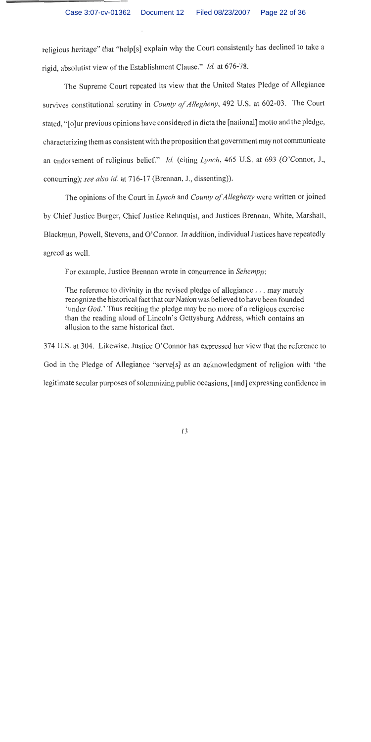religious heritage" that "help[s] explain why the Court consistently has declined to take a rigid, absolutist view of the Establishment Clause." *Id.* at 676-78.

The Supreme Court repeated its view that the United States Pledge of Allegiance survives constitutional scrutiny in *County of Allegheny*, 492 U.S. at 602-03. The Court stated, "[o]ur previous opinions have considered in dicta the [national] motto and the pledge, characterizing them as consistent with the proposition that government may not communicate an endorsement of religious belief." *Id.* (citing *Lynch*, 465 U.S. at 693 (O'Connor, J., concurring); *see also id.* at 716-17 (Brennan, J., dissenting)).

The opinions of the Court in *Lynch* and *County of Allegheny* were written or joined by Chief Justice Burger, Chief Justice Rehnquist, and Justices Brennan, White, Marshall, Blackmun, Powell, Stevens, and O'Connor. In addition, individual Justices have repeatedly agreed as well.

For example, Justice Brennan wrote in concurrence in *Schempp*:

> The reference to divinity in the revised pledge of allegiance . . . may merely recognize the historical fact that our Nation was believed to have been founded 'under God.' Thus reciting the pledge may be no more of a religious exercise than the reading aloud of Lincoln's Gettysburg Address, which contains an allusion to the same historical fact.

374 U.S. at 304. Likewise, Justice O'Connor has expressed her view that the reference to God in the Pledge of Allegiance "serve[s] as an acknowledgment of religion with 'the legitimate secular purposes of solemnizing public occasions, [and] expressing confidence in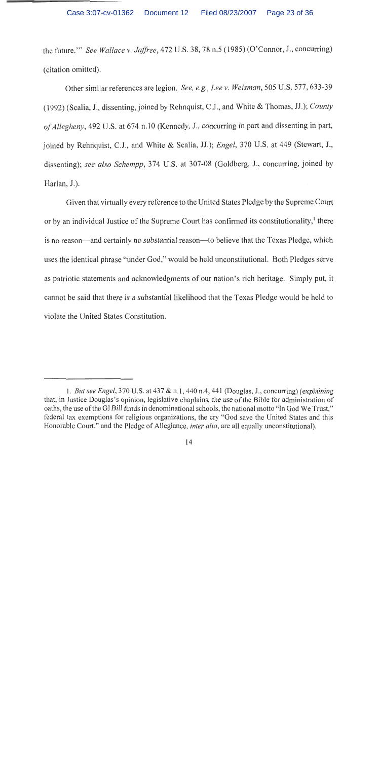the future.'" *See Wallace v. Jaffree*, 472 U.S. 38, 78 n.5 (1985) (O'Connor, J., concurring) (citation omitted).

Other similar references are legion. *See, e.g., Lee v. Weisman*, 505 U.S. 577, 633-39 (1992) (Scalia, J., dissenting, joined by Rehnquist, C.J., and White & Thomas, JJ.); *County of Allegheny*, 492 U.S. at 674 n.10 (Kennedy, J., concurring in part and dissenting in part, joined by Rehnquist, C.J., and White & Scalia, JJ.); *Engel*, 370 U.S. at 449 (Stewart, J., dissenting); *see also Schempp*, 374 U.S. at 307-08 (Goldberg, J., concurring, joined by Harlan, J.).

Given that virtually every reference to the United States Pledge by the Supreme Court or by an individual Justice of the Supreme Court has confirmed its constitutionality,[1] there is no reason—and certainly no *substantial* reason—to believe that the Texas Pledge, which uses the identical phrase "under God," would be held unconstitutional. Both Pledges serve as patriotic statements and acknowledgments of our nation's rich heritage. Simply put, it cannot be said that there is a substantial likelihood that the Texas Pledge would be held to violate the United States Constitution.

---

1. *But see Engel*, 370 U.S. at 437 & n.1, 440 n.4, 441 (Douglas, J., concurring) (explaining that, in Justice Douglas's opinion, legislative chaplains, the use of the Bible for administration of oaths, the use of the GI Bill funds in denominational schools, the national motto "In God We Trust," federal tax exemptions for religious organizations, the cry "God save the United States and this Honorable Court," and the Pledge of Allegiance, *inter alia*, are all equally unconstitutional).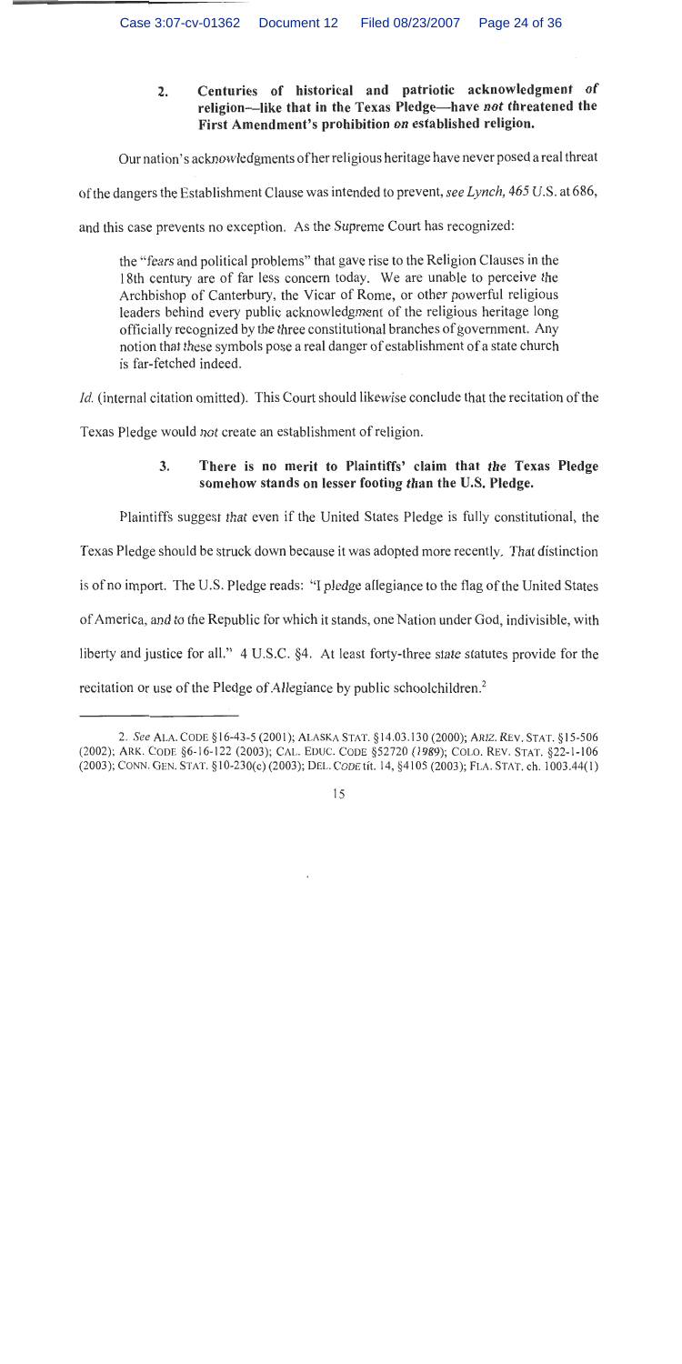### 2. Centuries of historical and patriotic acknowledgment of religion—like that in the Texas Pledge—have *not* threatened the First Amendment's prohibition on established religion.

Our nation's acknowledgments of her religious heritage have never posed a real threat of the dangers the Establishment Clause was intended to prevent, *see Lynch*, 465 U.S. at 686, and this case prevents no exception. As the Supreme Court has recognized:

> the "fears and political problems" that gave rise to the Religion Clauses in the 18th century are of far less concern today. We are unable to perceive the Archbishop of Canterbury, the Vicar of Rome, or other powerful religious leaders behind every public acknowledgment of the religious heritage long officially recognized by the three constitutional branches of government. Any notion that these symbols pose a real danger of establishment of a state church is far-fetched indeed.

*Id.* (internal citation omitted). This Court should likewise conclude that the recitation of the Texas Pledge would *not* create an establishment of religion.

### 3. There is no merit to Plaintiffs' claim that the Texas Pledge somehow stands on lesser footing than the U.S. Pledge.

Plaintiffs suggest that even if the United States Pledge is fully constitutional, the Texas Pledge should be struck down because it was adopted more recently. That distinction is of no import. The U.S. Pledge reads: "I pledge allegiance to the flag of the United States of America, and to the Republic for which it stands, one Nation under God, indivisible, with liberty and justice for all." 4 U.S.C. §4. At least forty-three state statutes provide for the recitation or use of the Pledge of Allegiance by public schoolchildren.[2]

---

2. *See* ALA. CODE §16-43-5 (2001); ALASKA STAT. §14.03.130 (2000); ARIZ. REV. STAT. §15-506 (2002); ARK. CODE §6-16-122 (2003); CAL. EDUC. CODE §52720 (1989); COLO. REV. STAT. §22-1-106 (2003); CONN. GEN. STAT. §10-230(c) (2003); DEL. CODE tit. 14, §4105 (2003); FLA. STAT. ch. 1003.44(1)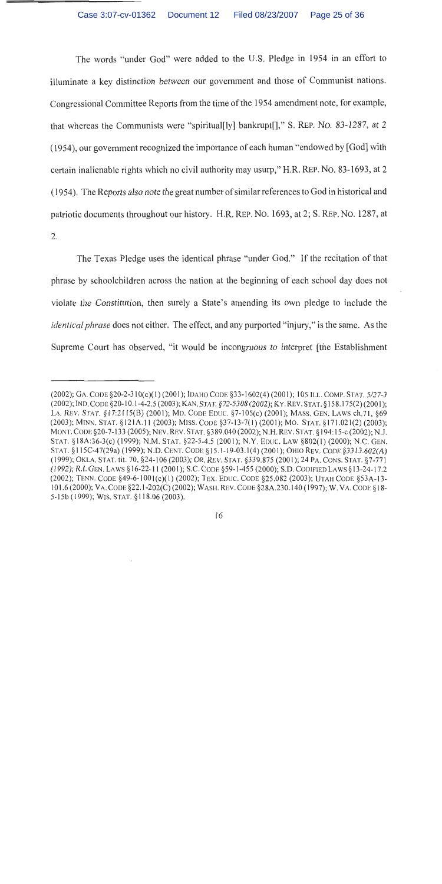The words "under God" were added to the U.S. Pledge in 1954 in an effort to illuminate a key distinction between our government and those of Communist nations. Congressional Committee Reports from the time of the 1954 amendment note, for example, that whereas the Communists were "spiritual[ly] bankrupt[]," S. REP. NO. 83-1287, at 2 (1954), our government recognized the importance of each human "endowed by [God] with certain inalienable rights which no civil authority may usurp," H.R. REP. NO. 83-1693, at 2 (1954). The Reports also note the great number of similar references to God in historical and patriotic documents throughout our history. H.R. REP. NO. 1693, at 2; S. REP. NO. 1287, at 2.

The Texas Pledge uses the identical phrase "under God." If the recitation of that phrase by schoolchildren across the nation at the beginning of each school day does not violate the Constitution, then surely a State's amending its own pledge to include the *identical phrase* does not either. The effect, and any purported "injury," is the same. As the Supreme Court has observed, "it would be incongruous to interpret [the Establishment

---

(2002); GA. CODE §20-2-310(c)(1) (2001); IDAHO CODE §33-1602(4) (2001); 105 ILL. COMP. STAT. 5/27-3 (2002); IND. CODE §20-10.1-4-2.5 (2003); KAN. STAT. §72-5308 (2002); KY. REV. STAT. §158.175(2) (2001); LA. REV. STAT. §17:2115(B) (2001); MD. CODE EDUC. §7-105(c) (2001); MASS. GEN. LAWS ch.71, §69 (2003); MINN. STAT. §121A.11 (2003); MISS. CODE §37-13-7(1) (2001); MO. STAT. §171.021(2) (2003); MONT. CODE §20-7-133 (2005); NEV. REV. STAT. §389.040 (2002); N.H. REV. STAT. §194:15-c (2002); N.J. STAT. §18A:36-3(c) (1999); N.M. STAT. §22-5-4.5 (2001); N.Y. EDUC. LAW §802(1) (2000); N.C. GEN. STAT. §115C-47(29a) (1999); N.D. CENT. CODE §15.1-19-03.1(4) (2001); OHIO REV. CODE §3313.602(A) (1999); OKLA. STAT. tit. 70, §24-106 (2003); OR. REV. STAT. §339.875 (2001); 24 PA. CONS. STAT. §7-771 (1992); R.I. GEN. LAWS §16-22-11 (2001); S.C. CODE §59-1-455 (2000); S.D. CODIFIED LAWS §13-24-17.2 (2002); TENN. CODE §49-6-1001(c)(1) (2002); TEX. EDUC. CODE §25.082 (2003); UTAH CODE §53A-13-101.6 (2000); VA. CODE §22.1-202(C) (2002); WASH. REV. CODE §28A.230.140 (1997); W. VA. CODE §18-5-15b (1999); WIS. STAT. §118.06 (2003).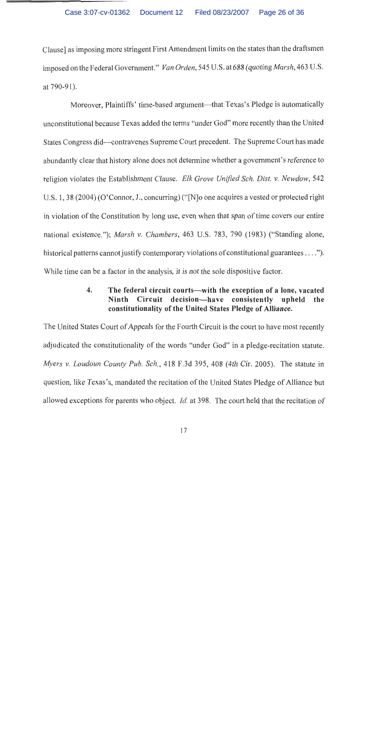Clause] as imposing more stringent First Amendment limits on the states than the draftsmen imposed on the Federal Government." *Van Orden*, 545 U.S. at 688 (quoting *Marsh*, 463 U.S. at 790-91).

Moreover, Plaintiffs' time-based argument—that Texas's Pledge is automatically unconstitutional because Texas added the terms "under God" more recently than the United States Congress did—contravenes Supreme Court precedent. The Supreme Court has made abundantly clear that history alone does not determine whether a government's reference to religion violates the Establishment Clause. *Elk Grove Unified Sch. Dist. v. Newdow*, 542 U.S. 1, 38 (2004) (O'Connor, J., concurring) ("[N]o one acquires a vested or protected right in violation of the Constitution by long use, even when that span of time covers our entire national existence."); *Marsh v. Chambers*, 463 U.S. 783, 790 (1983) ("Standing alone, historical patterns cannot justify contemporary violations of constitutional guarantees . . . ."). While time can be a factor in the analysis, it is not the sole dispositive factor.

#### 4. The federal circuit courts—with the exception of a lone, vacated Ninth Circuit decision—have consistently upheld the constitutionality of the United States Pledge of Alliance.

The United States Court of Appeals for the Fourth Circuit is the court to have most recently adjudicated the constitutionality of the words "under God" in a pledge-recitation statute. *Myers v. Loudoun County Pub. Sch.*, 418 F.3d 395, 408 (4th Cir. 2005). The statute in question, like Texas's, mandated the recitation of the United States Pledge of Alliance but allowed exceptions for parents who object. *Id.* at 398. The court held that the recitation of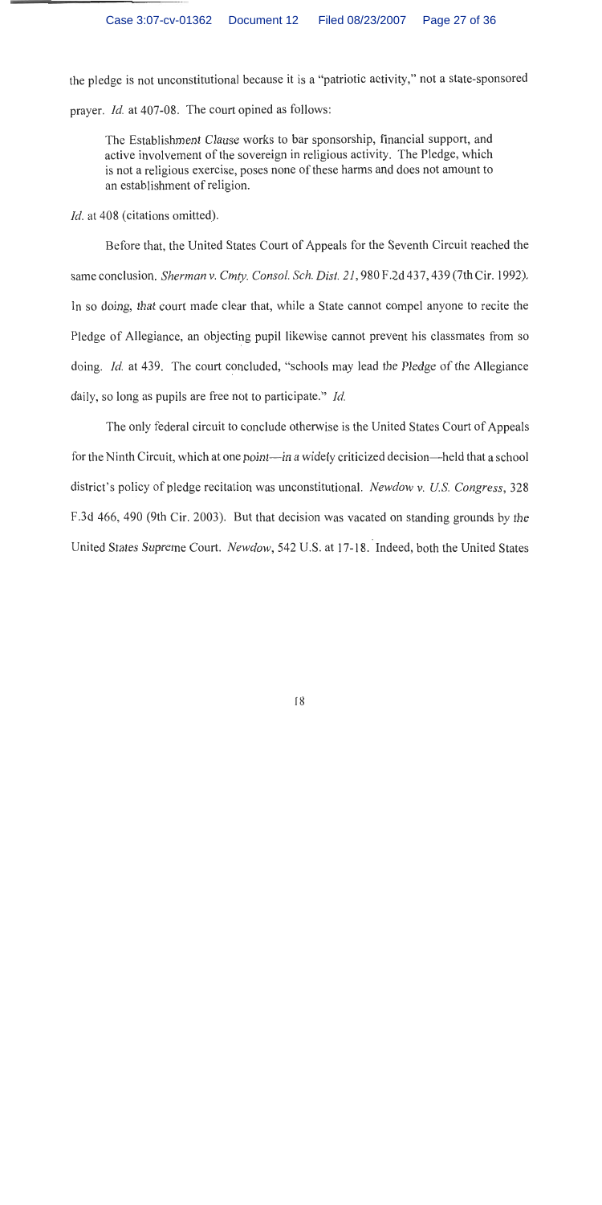the pledge is not unconstitutional because it is a "patriotic activity," not a state-sponsored prayer. *Id.* at 407-08. The court opined as follows:

> The Establishment Clause works to bar sponsorship, financial support, and active involvement of the sovereign in religious activity. The Pledge, which is not a religious exercise, poses none of these harms and does not amount to an establishment of religion.

*Id.* at 408 (citations omitted).

Before that, the United States Court of Appeals for the Seventh Circuit reached the same conclusion. *Sherman v. Cmty. Consol. Sch. Dist. 21*, 980 F.2d 437, 439 (7th Cir. 1992). In so doing, that court made clear that, while a State cannot compel anyone to recite the Pledge of Allegiance, an objecting pupil likewise cannot prevent his classmates from so doing. *Id.* at 439. The court concluded, "schools may lead the Pledge of the Allegiance daily, so long as pupils are free not to participate." *Id.*

The only federal circuit to conclude otherwise is the United States Court of Appeals for the Ninth Circuit, which at one point—in a widely criticized decision—held that a school district's policy of pledge recitation was unconstitutional. *Newdow v. U.S. Congress*, 328 F.3d 466, 490 (9th Cir. 2003). But that decision was vacated on standing grounds by the United States Supreme Court. *Newdow*, 542 U.S. at 17-18. Indeed, both the United States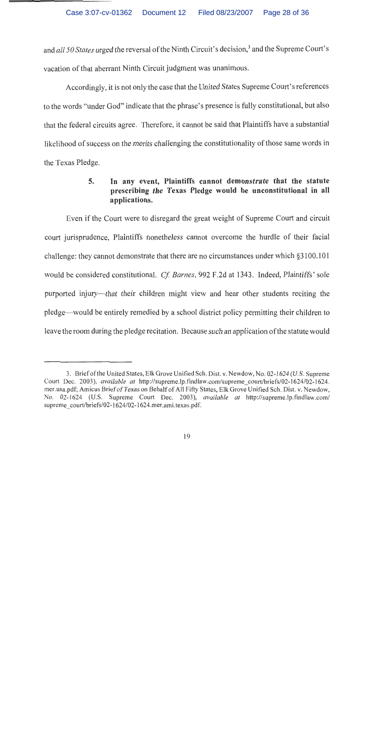and *all 50 States* urged the reversal of the Ninth Circuit's decision,[3] and the Supreme Court's vacation of that aberrant Ninth Circuit judgment was unanimous.

Accordingly, it is not only the case that the United States Supreme Court's references to the words "under God" indicate that the phrase's presence is fully constitutional, but also that the federal circuits agree. Therefore, it cannot be said that Plaintiffs have a substantial likelihood of success on the merits challenging the constitutionality of those same words in the Texas Pledge.

### 5. In any event, Plaintiffs cannot demonstrate that the statute prescribing the Texas Pledge would be unconstitutional in all applications.

Even if the Court were to disregard the great weight of Supreme Court and circuit court jurisprudence, Plaintiffs nonetheless cannot overcome the hurdle of their facial challenge: they cannot demonstrate that there are no circumstances under which §3100.101 would be considered constitutional. *Cf. Barnes*, 992 F.2d at 1343. Indeed, Plaintiffs' sole purported injury—that their children might view and hear other students reciting the pledge—would be entirely remedied by a school district policy permitting their children to leave the room during the pledge recitation. Because such an application of the statute would

---

3. Brief of the United States, Elk Grove Unified Sch. Dist. v. Newdow, No. 02-1624 (U.S. Supreme Court Dec. 2003), *available at* http://supreme.lp.findlaw.com/supreme_court/briefs/02-1624/02-1624.mer.usa.pdf; Amicus Brief of Texas on Behalf of All Fifty States, Elk Grove Unified Sch. Dist. v. Newdow, No. 02-1624 (U.S. Supreme Court Dec. 2003), *available at* http://supreme.lp.findlaw.com/supreme_court/briefs/02-1624/02-1624.mer.ami.texas.pdf.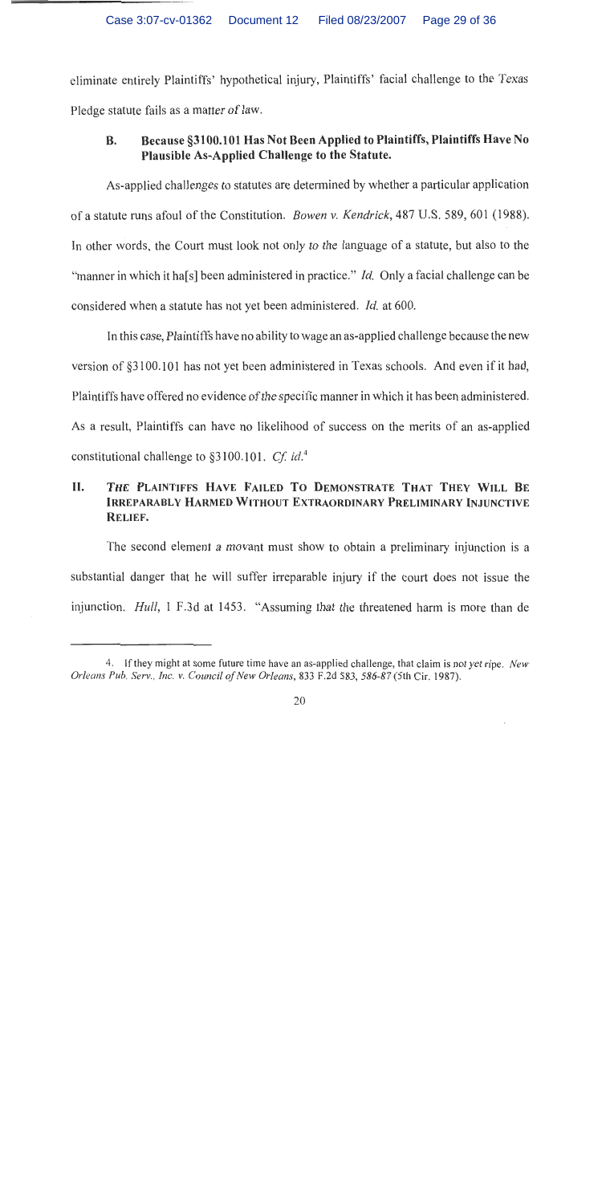eliminate entirely Plaintiffs' hypothetical injury, Plaintiffs' facial challenge to the Texas Pledge statute fails as a matter of law.

### B. Because §3100.101 Has Not Been Applied to Plaintiffs, Plaintiffs Have No Plausible As-Applied Challenge to the Statute.

As-applied challenges to statutes are determined by whether a particular application of a statute runs afoul of the Constitution. *Bowen v. Kendrick*, 487 U.S. 589, 601 (1988). In other words, the Court must look not only to the language of a statute, but also to the "manner in which it ha[s] been administered in practice." *Id.* Only a facial challenge can be considered when a statute has not yet been administered. *Id.* at 600.

In this case, Plaintiffs have no ability to wage an as-applied challenge because the new version of §3100.101 has not yet been administered in Texas schools. And even if it had, Plaintiffs have offered no evidence of the specific manner in which it has been administered. As a result, Plaintiffs can have no likelihood of success on the merits of an as-applied constitutional challenge to §3100.101. *Cf. id.*[4]

## II. *The* Plaintiffs Have Failed To Demonstrate That They Will Be Irreparably Harmed Without Extraordinary Preliminary Injunctive Relief.

The second element a movant must show to obtain a preliminary injunction is a substantial danger that he will suffer irreparable injury if the court does not issue the injunction. *Hull*, 1 F.3d at 1453. "Assuming that the threatened harm is more than de

---

4. If they might at some future time have an as-applied challenge, that claim is not yet ripe. *New Orleans Pub. Serv., Inc. v. Council of New Orleans*, 833 F.2d 583, 586-87 (5th Cir. 1987).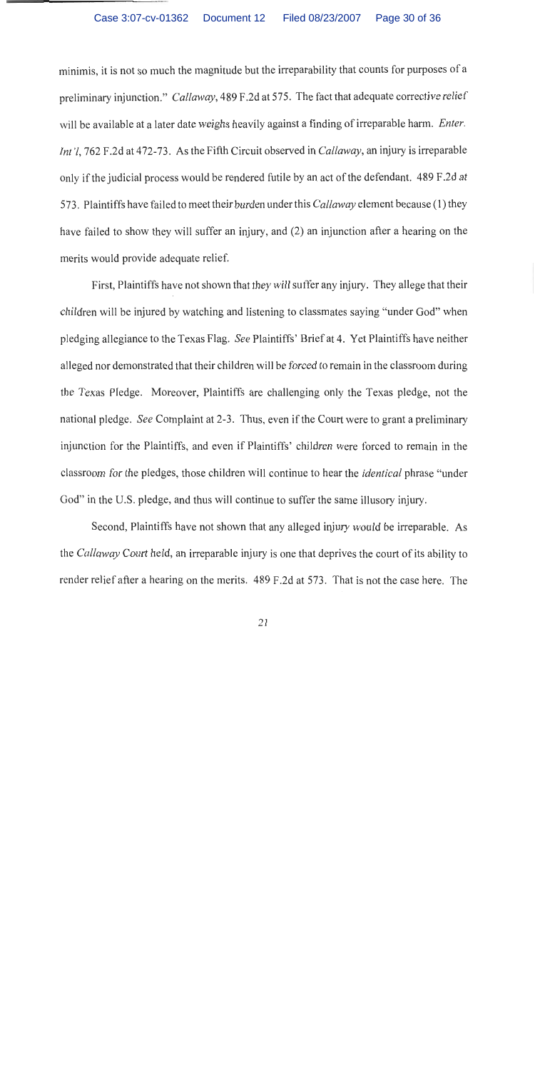minimis, it is not so much the magnitude but the irreparability that counts for purposes of a preliminary injunction." *Callaway*, 489 F.2d at 575. The fact that adequate corrective relief will be available at a later date weighs heavily against a finding of irreparable harm. *Enter. Int'l*, 762 F.2d at 472-73. As the Fifth Circuit observed in *Callaway*, an injury is irreparable only if the judicial process would be rendered futile by an act of the defendant. 489 F.2d at 573. Plaintiffs have failed to meet their burden under this *Callaway* element because (1) they have failed to show they will suffer an injury, and (2) an injunction after a hearing on the merits would provide adequate relief.

First, Plaintiffs have not shown that *they will* suffer any injury. They allege that their children will be injured by watching and listening to classmates saying "under God" when pledging allegiance to the Texas Flag. *See* Plaintiffs' Brief at 4. Yet Plaintiffs have neither alleged nor demonstrated that their children will be *forced* to remain in the classroom during the Texas Pledge. Moreover, Plaintiffs are challenging only the Texas pledge, not the national pledge. *See* Complaint at 2-3. Thus, even if the Court were to grant a preliminary injunction for the Plaintiffs, and even if Plaintiffs' children were forced to remain in the classroom for the pledges, those children will continue to hear the *identical* phrase "under God" in the U.S. pledge, and thus will continue to suffer the same illusory injury.

Second, Plaintiffs have not shown that any alleged injury would be irreparable. As the *Callaway* Court held, an irreparable injury is one that deprives the court of its ability to render relief after a hearing on the merits. 489 F.2d at 573. That is not the case here. The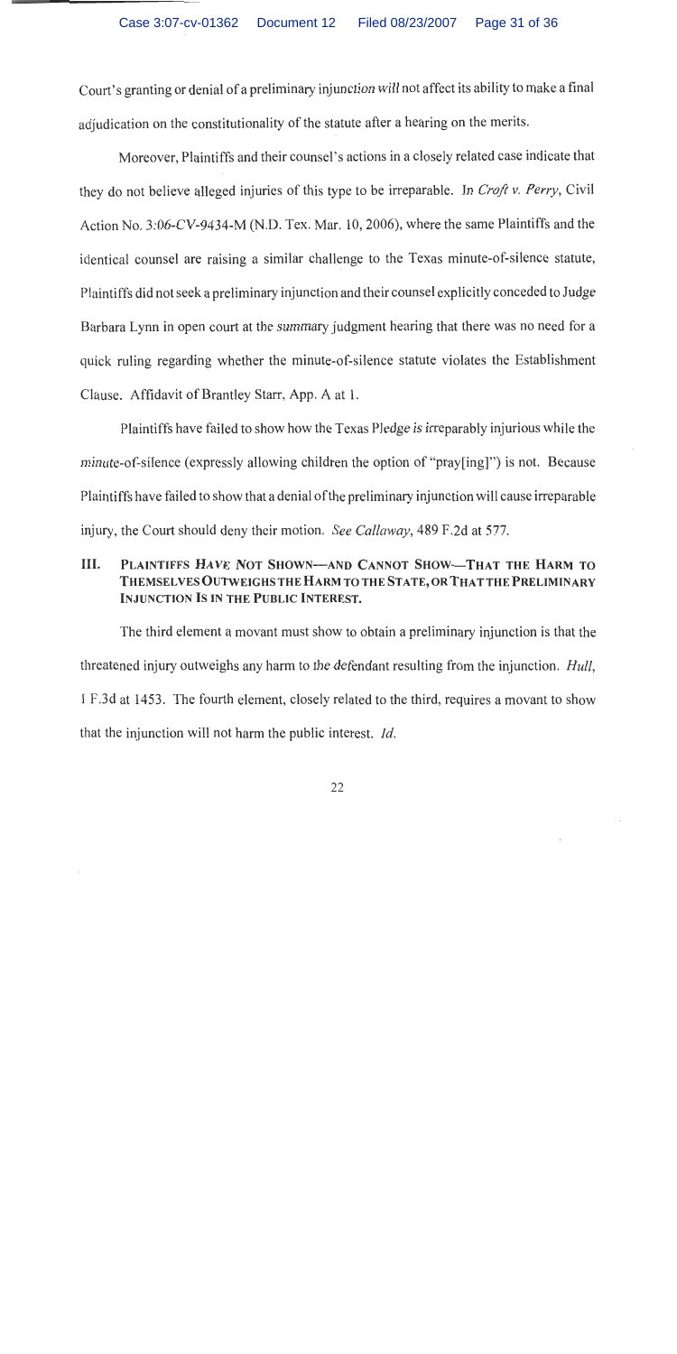Court's granting or denial of a preliminary injunction will not affect its ability to make a final adjudication on the constitutionality of the statute after a hearing on the merits.

Moreover, Plaintiffs and their counsel's actions in a closely related case indicate that they do not believe alleged injuries of this type to be irreparable. In *Croft v. Perry*, Civil Action No. 3:06-CV-9434-M (N.D. Tex. Mar. 10, 2006), where the same Plaintiffs and the identical counsel are raising a similar challenge to the Texas minute-of-silence statute, Plaintiffs did not seek a preliminary injunction and their counsel explicitly conceded to Judge Barbara Lynn in open court at the summary judgment hearing that there was no need for a quick ruling regarding whether the minute-of-silence statute violates the Establishment Clause. Affidavit of Brantley Starr, App. A at 1.

Plaintiffs have failed to show how the Texas Pledge is irreparably injurious while the minute-of-silence (expressly allowing children the option of "pray[ing]") is not. Because Plaintiffs have failed to show that a denial of the preliminary injunction will cause irreparable injury, the Court should deny their motion. *See Callaway*, 489 F.2d at 577.

## III. Plaintiffs *Have* Not Shown—and Cannot Show—That the Harm to Themselves Outweighs the Harm to the State, or That the Preliminary Injunction Is in the Public Interest.

The third element a movant must show to obtain a preliminary injunction is that the threatened injury outweighs any harm to the defendant resulting from the injunction. *Hull*, 1 F.3d at 1453. The fourth element, closely related to the third, requires a movant to show that the injunction will not harm the public interest. *Id.*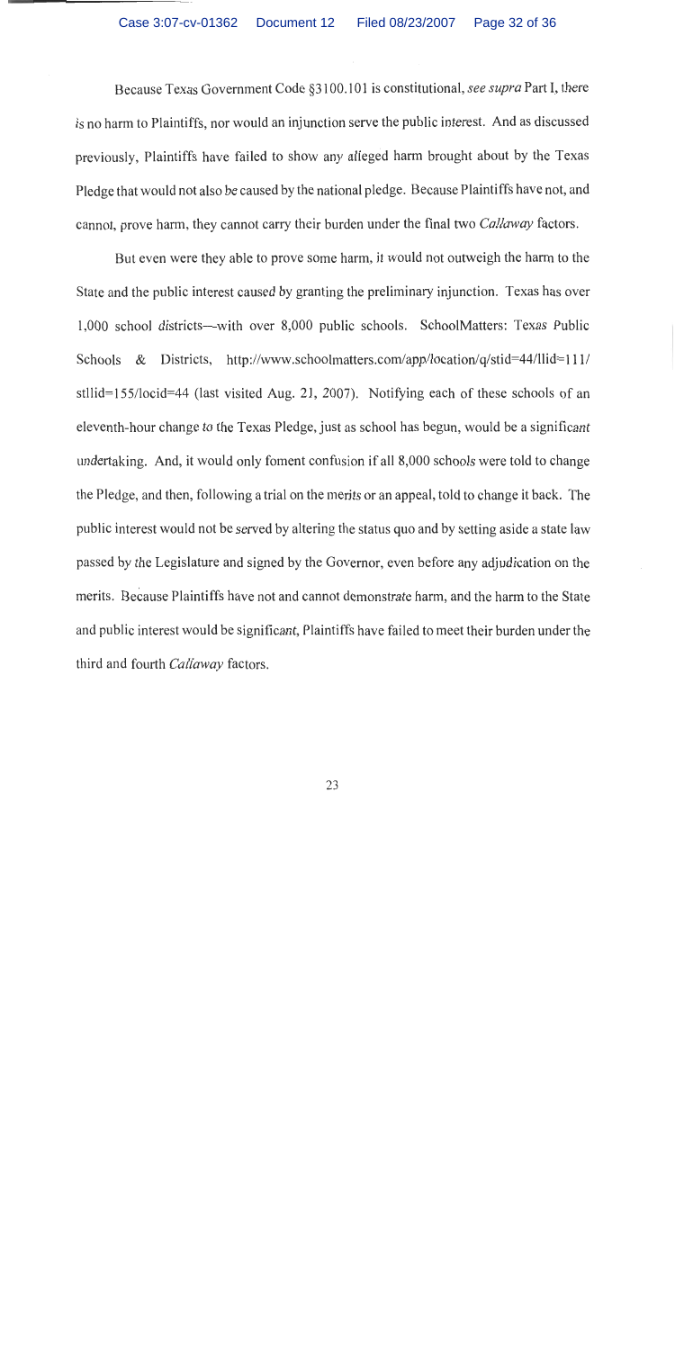Because Texas Government Code §3100.101 is constitutional, *see supra* Part I, there is no harm to Plaintiffs, nor would an injunction serve the public interest. And as discussed previously, Plaintiffs have failed to show any alleged harm brought about by the Texas Pledge that would not also be caused by the national pledge. Because Plaintiffs have not, and cannot, prove harm, they cannot carry their burden under the final two *Callaway* factors.

But even were they able to prove some harm, it would not outweigh the harm to the State and the public interest caused by granting the preliminary injunction. Texas has over 1,000 school districts—with over 8,000 public schools. SchoolMatters: Texas Public Schools & Districts, http://www.schoolmatters.com/app/location/q/stid=44/llid=111/stllid=155/locid=44 (last visited Aug. 21, 2007). Notifying each of these schools of an eleventh-hour change to the Texas Pledge, just as school has begun, would be a significant undertaking. And, it would only foment confusion if all 8,000 schools were told to change the Pledge, and then, following a trial on the merits or an appeal, told to change it back. The public interest would not be served by altering the status quo and by setting aside a state law passed by the Legislature and signed by the Governor, even before any adjudication on the merits. Because Plaintiffs have not and cannot demonstrate harm, and the harm to the State and public interest would be significant, Plaintiffs have failed to meet their burden under the third and fourth *Callaway* factors.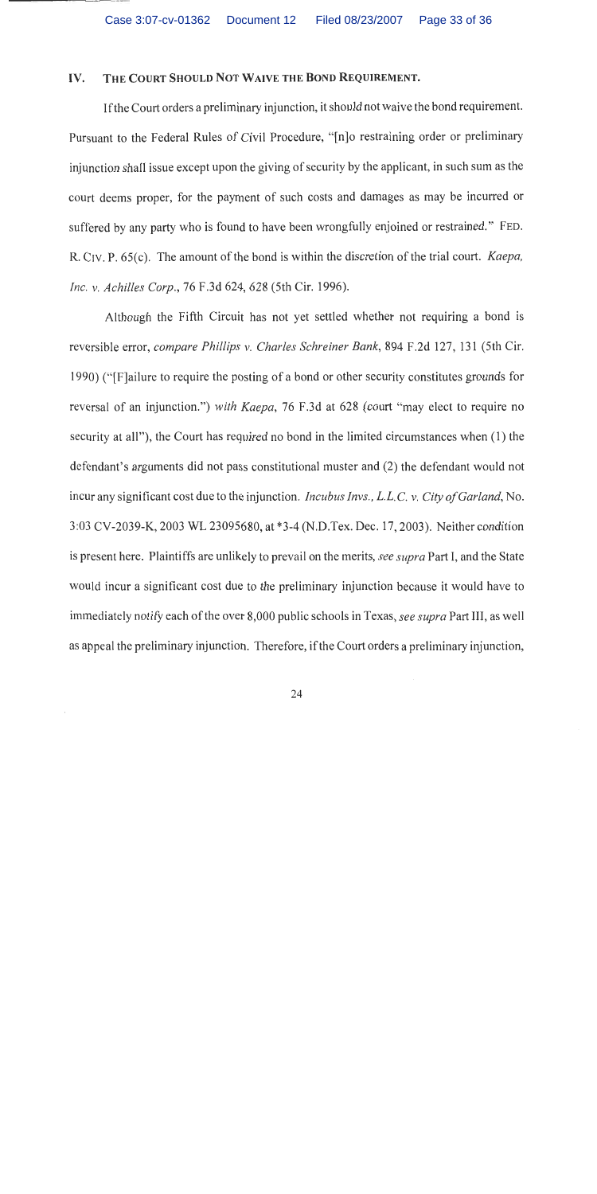## IV. The Court Should Not Waive the Bond Requirement.

If the Court orders a preliminary injunction, it should not waive the bond requirement. Pursuant to the Federal Rules of Civil Procedure, "[n]o restraining order or preliminary injunction shall issue except upon the giving of security by the applicant, in such sum as the court deems proper, for the payment of such costs and damages as may be incurred or suffered by any party who is found to have been wrongfully enjoined or restrained." FED. R. CIV. P. 65(c). The amount of the bond is within the discretion of the trial court. *Kaepa, Inc. v. Achilles Corp.*, 76 F.3d 624, 628 (5th Cir. 1996).

Although the Fifth Circuit has not yet settled whether not requiring a bond is reversible error, *compare Phillips v. Charles Schreiner Bank*, 894 F.2d 127, 131 (5th Cir. 1990) ("[F]ailure to require the posting of a bond or other security constitutes grounds for reversal of an injunction.") *with Kaepa*, 76 F.3d at 628 (court "may elect to require no security at all"), the Court has required no bond in the limited circumstances when (1) the defendant's arguments did not pass constitutional muster and (2) the defendant would not incur any significant cost due to the injunction. *Incubus Invs., L.L.C. v. City of Garland*, No. 3:03 CV-2039-K, 2003 WL 23095680, at *3-4 (N.D.Tex. Dec. 17, 2003). Neither condition is present here. Plaintiffs are unlikely to prevail on the merits, *see supra* Part I, and the State would incur a significant cost due to the preliminary injunction because it would have to immediately notify each of the over 8,000 public schools in Texas, *see supra* Part III, as well as appeal the preliminary injunction. Therefore, if the Court orders a preliminary injunction,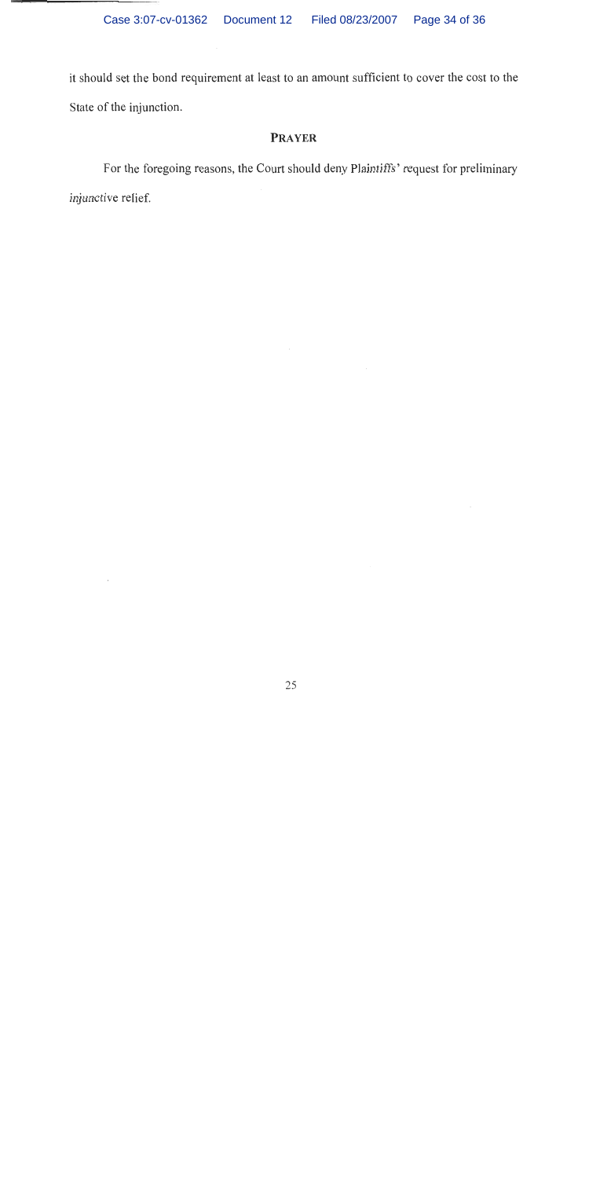it should set the bond requirement at least to an amount sufficient to cover the cost to the State of the injunction.

## PRAYER

For the foregoing reasons, the Court should deny Plaintiffs' request for preliminary injunctive relief.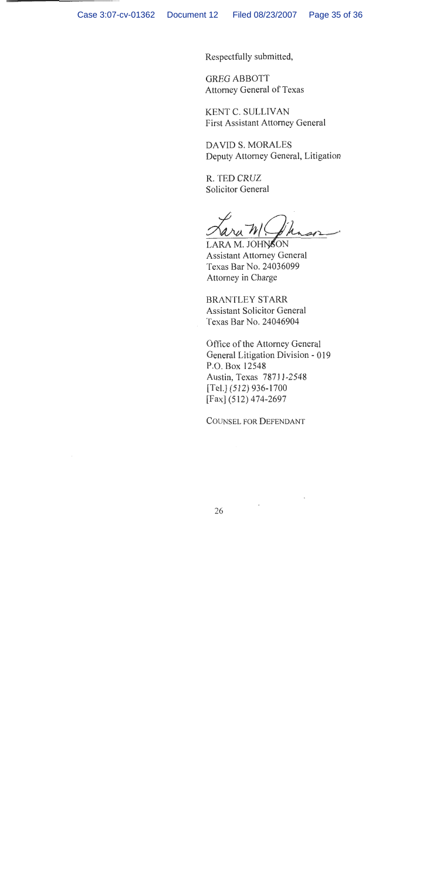Respectfully submitted,

GREG ABBOTT
Attorney General of Texas

KENT C. SULLIVAN
First Assistant Attorney General

DAVID S. MORALES
Deputy Attorney General, Litigation

R. TED CRUZ
Solicitor General

LARA M. JOHNSON
Assistant Attorney General
Texas Bar No. 24036099
Attorney in Charge

BRANTLEY STARR
Assistant Solicitor General
Texas Bar No. 24046904

Office of the Attorney General
General Litigation Division - 019
P.O. Box 12548
Austin, Texas 78711-2548
[Tel.] (512) 936-1700
[Fax] (512) 474-2697

COUNSEL FOR DEFENDANT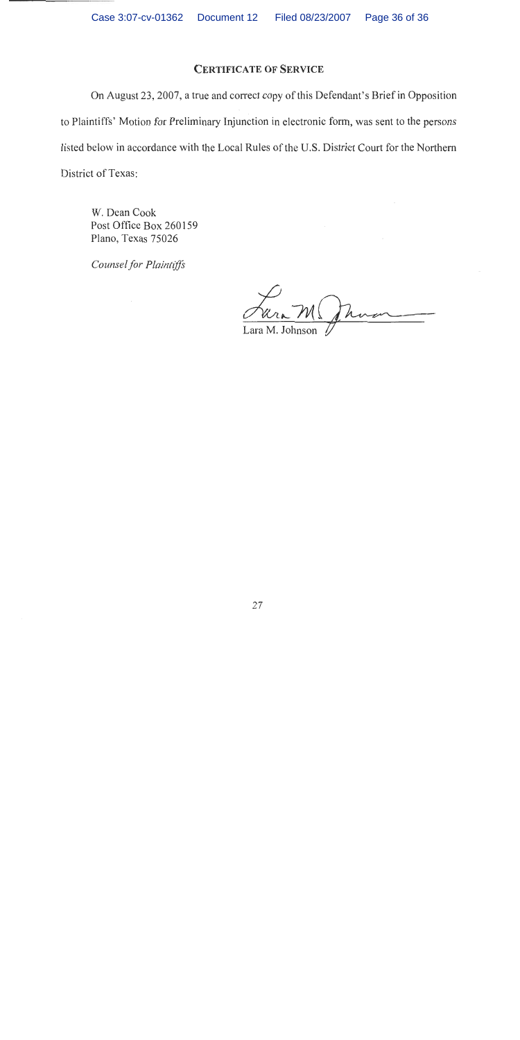## CERTIFICATE OF SERVICE

On August 23, 2007, a true and correct copy of this Defendant's Brief in Opposition to Plaintiffs' Motion for Preliminary Injunction in electronic form, was sent to the persons listed below in accordance with the Local Rules of the U.S. District Court for the Northern District of Texas:

W. Dean Cook
Post Office Box 260159
Plano, Texas 75026

*Counsel for Plaintiffs*

Lara M. Johnson